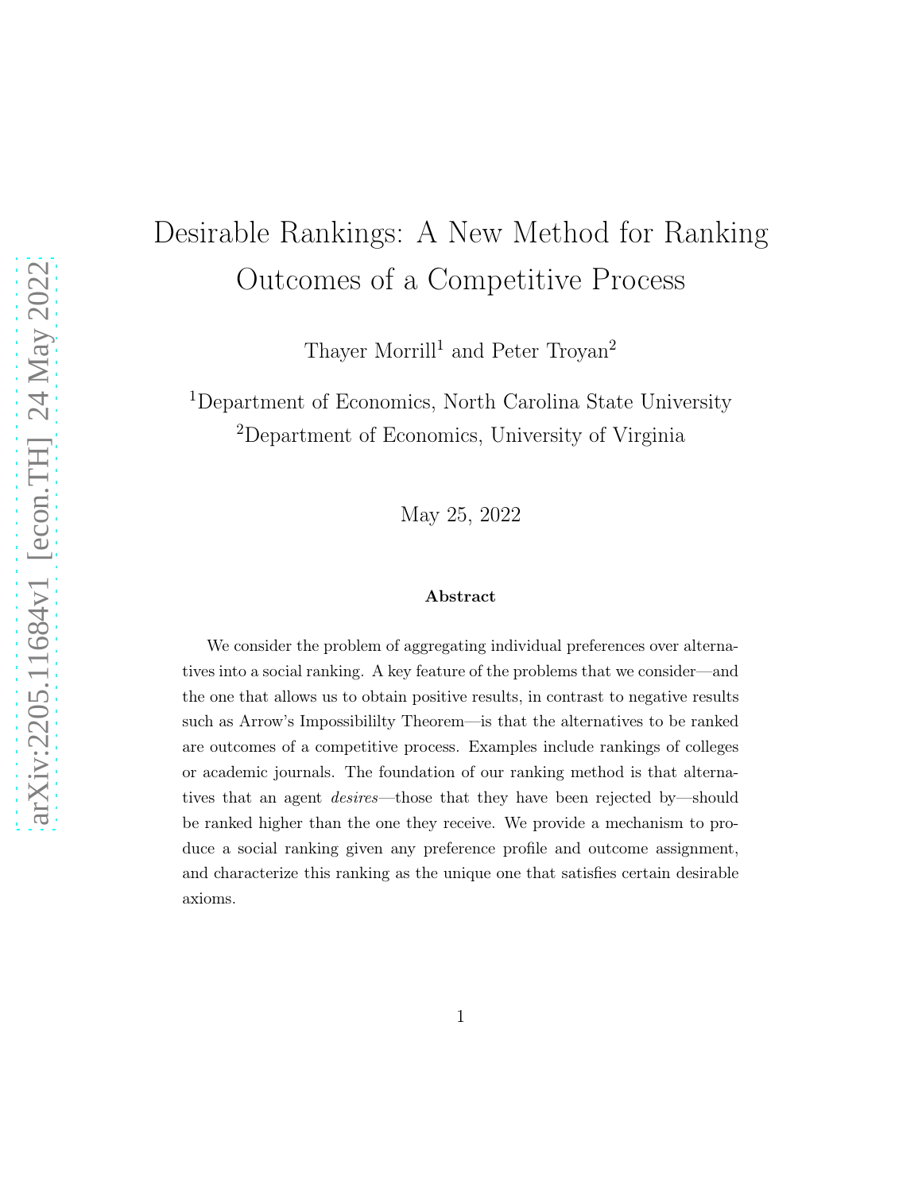# Desirable Rankings: A New Method for Ranking Outcomes of a Competitive Process

Thayer Morrill[1] and Peter Troyan[2]

[1]Department of Economics, North Carolina State University
[2]Department of Economics, University of Virginia

May 25, 2022

### Abstract

We consider the problem of aggregating individual preferences over alternatives into a social ranking. A key feature of the problems that we consider—and the one that allows us to obtain positive results, in contrast to negative results such as Arrow's Impossibililty Theorem—is that the alternatives to be ranked are outcomes of a competitive process. Examples include rankings of colleges or academic journals. The foundation of our ranking method is that alternatives that an agent *desires*—those that they have been rejected by—should be ranked higher than the one they receive. We provide a mechanism to produce a social ranking given any preference profile and outcome assignment, and characterize this ranking as the unique one that satisfies certain desirable axioms.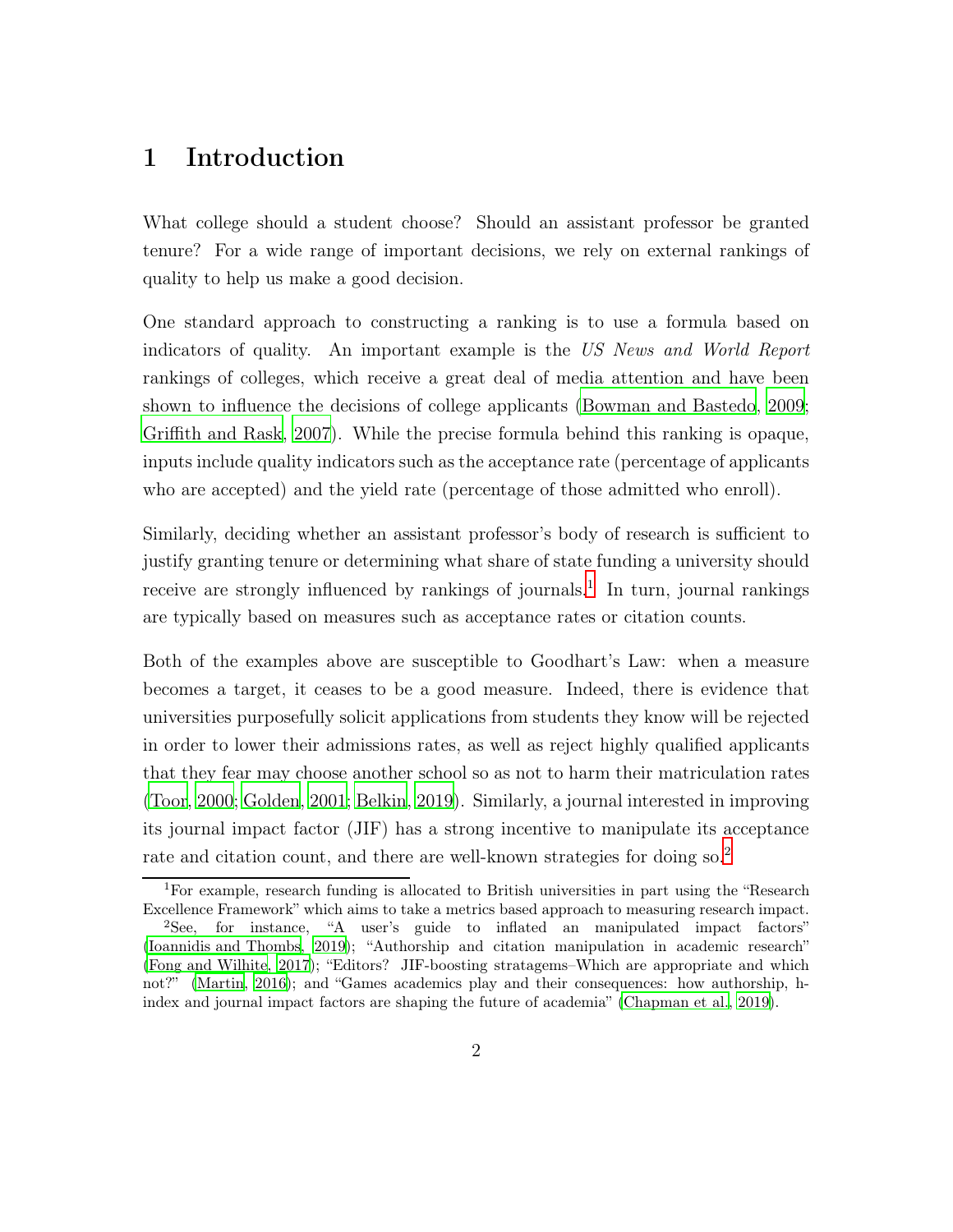# 1 Introduction

What college should a student choose? Should an assistant professor be granted tenure? For a wide range of important decisions, we rely on external rankings of quality to help us make a good decision.

One standard approach to constructing a ranking is to use a formula based on indicators of quality. An important example is the *US News and World Report* rankings of colleges, which receive a great deal of media attention and have been shown to influence the decisions of college applicants (Bowman and Bastedo, 2009; Griffith and Rask, 2007). While the precise formula behind this ranking is opaque, inputs include quality indicators such as the acceptance rate (percentage of applicants who are accepted) and the yield rate (percentage of those admitted who enroll).

Similarly, deciding whether an assistant professor's body of research is sufficient to justify granting tenure or determining what share of state funding a university should receive are strongly influenced by rankings of journals.[1] In turn, journal rankings are typically based on measures such as acceptance rates or citation counts.

Both of the examples above are susceptible to Goodhart's Law: when a measure becomes a target, it ceases to be a good measure. Indeed, there is evidence that universities purposefully solicit applications from students they know will be rejected in order to lower their admissions rates, as well as reject highly qualified applicants that they fear may choose another school so as not to harm their matriculation rates (Toor, 2000; Golden, 2001; Belkin, 2019). Similarly, a journal interested in improving its journal impact factor (JIF) has a strong incentive to manipulate its acceptance rate and citation count, and there are well-known strategies for doing so.[2]

[1] For example, research funding is allocated to British universities in part using the "Research Excellence Framework" which aims to take a metrics based approach to measuring research impact.

[2] See, for instance, "A user's guide to inflated an manipulated impact factors" (Ioannidis and Thombs, 2019); "Authorship and citation manipulation in academic research" (Fong and Wilhite, 2017); "Editors? JIF-boosting stratagems–Which are appropriate and which not?" (Martin, 2016); and "Games academics play and their consequences: how authorship, h-index and journal impact factors are shaping the future of academia" (Chapman et al., 2019).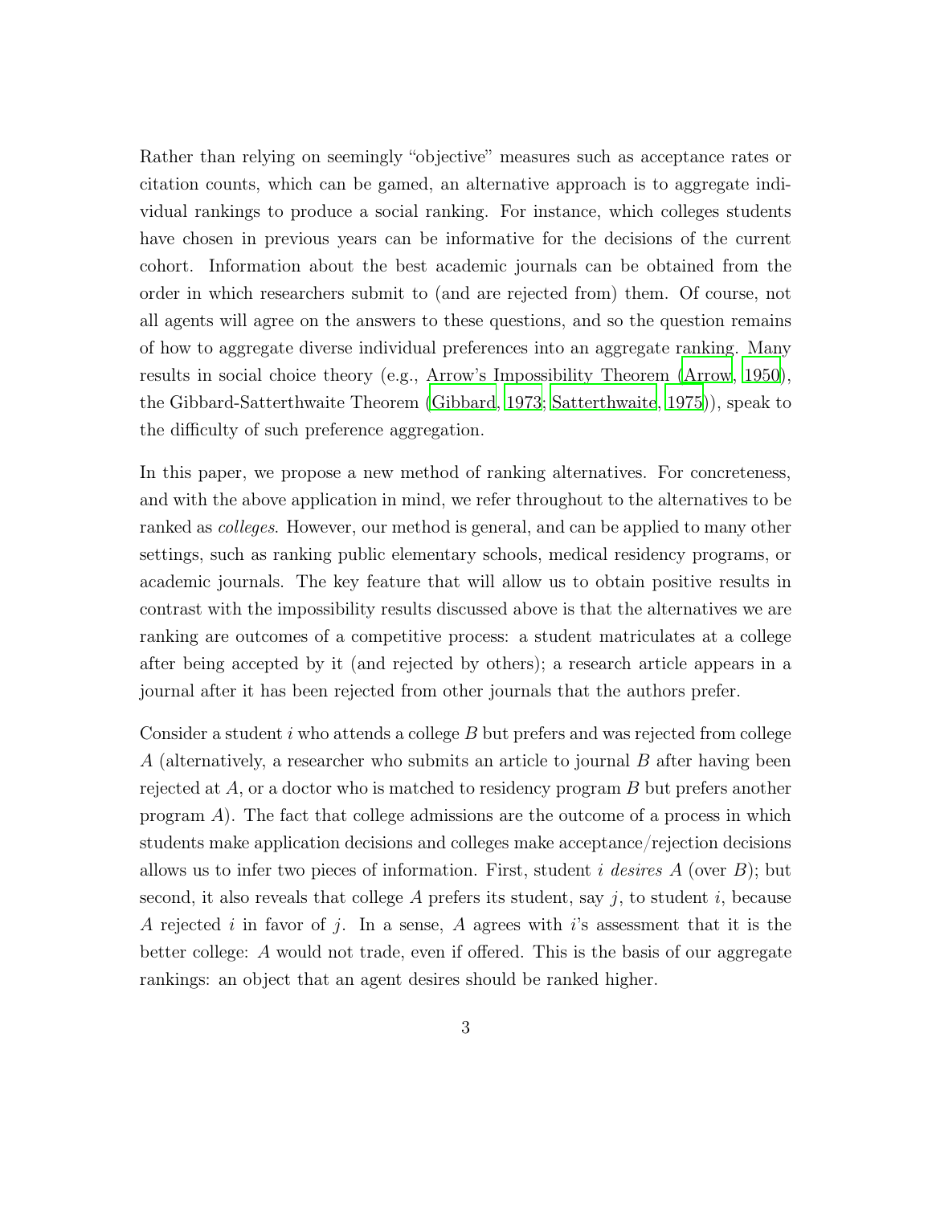Rather than relying on seemingly "objective" measures such as acceptance rates or citation counts, which can be gamed, an alternative approach is to aggregate individual rankings to produce a social ranking. For instance, which colleges students have chosen in previous years can be informative for the decisions of the current cohort. Information about the best academic journals can be obtained from the order in which researchers submit to (and are rejected from) them. Of course, not all agents will agree on the answers to these questions, and so the question remains of how to aggregate diverse individual preferences into an aggregate ranking. Many results in social choice theory (e.g., Arrow's Impossibility Theorem (Arrow, 1950), the Gibbard-Satterthwaite Theorem (Gibbard, 1973; Satterthwaite, 1975)), speak to the difficulty of such preference aggregation.

In this paper, we propose a new method of ranking alternatives. For concreteness, and with the above application in mind, we refer throughout to the alternatives to be ranked as *colleges*. However, our method is general, and can be applied to many other settings, such as ranking public elementary schools, medical residency programs, or academic journals. The key feature that will allow us to obtain positive results in contrast with the impossibility results discussed above is that the alternatives we are ranking are outcomes of a competitive process: a student matriculates at a college after being accepted by it (and rejected by others); a research article appears in a journal after it has been rejected from other journals that the authors prefer.

Consider a student $i$ who attends a college $B$ but prefers and was rejected from college $A$ (alternatively, a researcher who submits an article to journal $B$ after having been rejected at $A$, or a doctor who is matched to residency program $B$ but prefers another program $A$). The fact that college admissions are the outcome of a process in which students make application decisions and colleges make acceptance/rejection decisions allows us to infer two pieces of information. First, student $i$ *desires* $A$ (over $B$); but second, it also reveals that college $A$ prefers its student, say $j$, to student $i$, because $A$ rejected $i$ in favor of $j$. In a sense, $A$ agrees with $i$'s assessment that it is the better college: $A$ would not trade, even if offered. This is the basis of our aggregate rankings: an object that an agent desires should be ranked higher.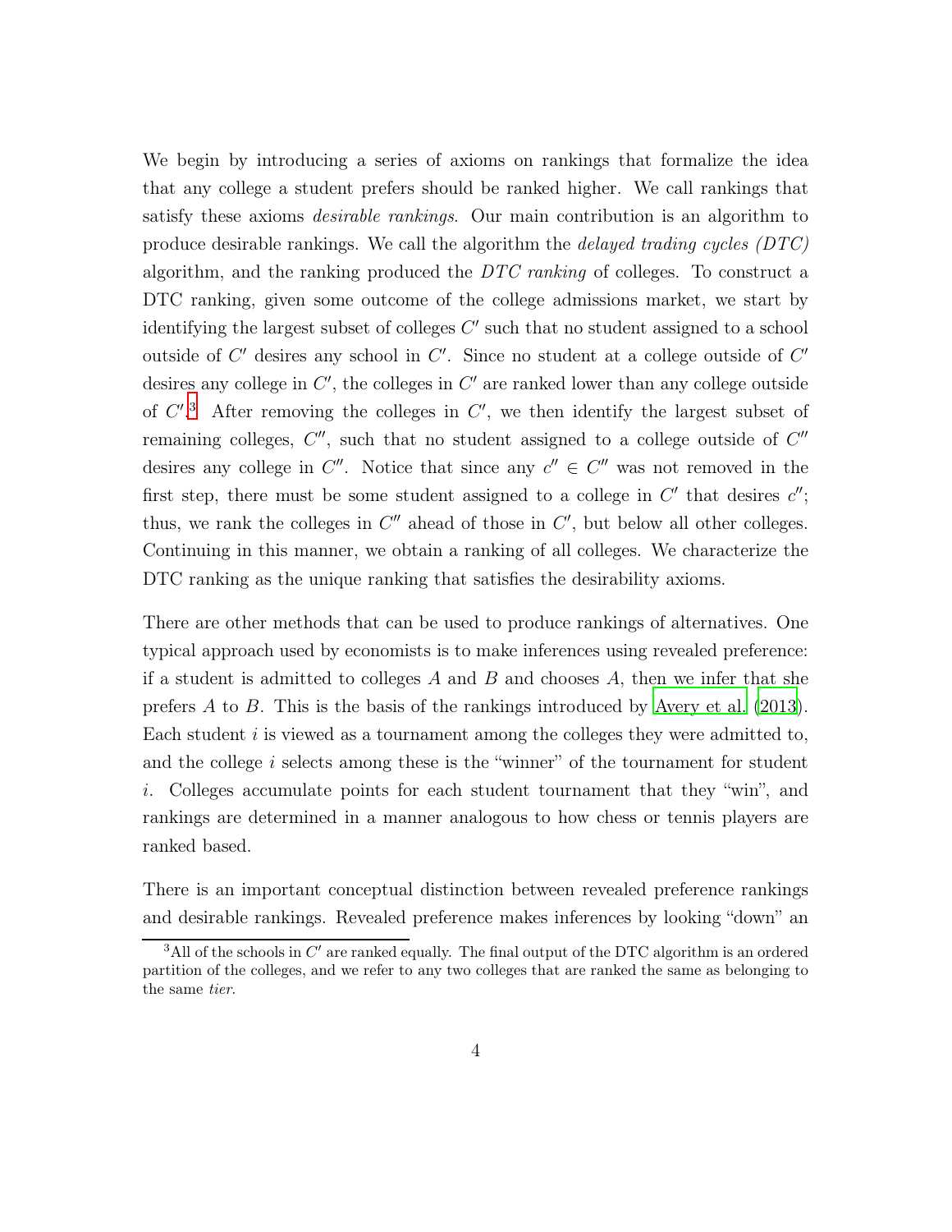We begin by introducing a series of axioms on rankings that formalize the idea that any college a student prefers should be ranked higher. We call rankings that satisfy these axioms *desirable rankings*. Our main contribution is an algorithm to produce desirable rankings. We call the algorithm the *delayed trading cycles (DTC)* algorithm, and the ranking produced the *DTC ranking* of colleges. To construct a DTC ranking, given some outcome of the college admissions market, we start by identifying the largest subset of colleges $C'$ such that no student assigned to a school outside of $C'$ desires any school in $C'$. Since no student at a college outside of $C'$ desires any college in $C'$, the colleges in $C'$ are ranked lower than any college outside of $C'$.[3] After removing the colleges in $C'$, we then identify the largest subset of remaining colleges, $C''$, such that no student assigned to a college outside of $C''$ desires any college in $C''$. Notice that since any $c'' \in C''$ was not removed in the first step, there must be some student assigned to a college in $C'$ that desires $c''$; thus, we rank the colleges in $C''$ ahead of those in $C'$, but below all other colleges. Continuing in this manner, we obtain a ranking of all colleges. We characterize the DTC ranking as the unique ranking that satisfies the desirability axioms.

There are other methods that can be used to produce rankings of alternatives. One typical approach used by economists is to make inferences using revealed preference: if a student is admitted to colleges $A$ and $B$ and chooses $A$, then we infer that she prefers $A$ to $B$. This is the basis of the rankings introduced by Avery et al. (2013). Each student $i$ is viewed as a tournament among the colleges they were admitted to, and the college $i$ selects among these is the "winner" of the tournament for student $i$. Colleges accumulate points for each student tournament that they "win", and rankings are determined in a manner analogous to how chess or tennis players are ranked based.

There is an important conceptual distinction between revealed preference rankings and desirable rankings. Revealed preference makes inferences by looking "down" an

[3] All of the schools in $C'$ are ranked equally. The final output of the DTC algorithm is an ordered partition of the colleges, and we refer to any two colleges that are ranked the same as belonging to the same *tier*.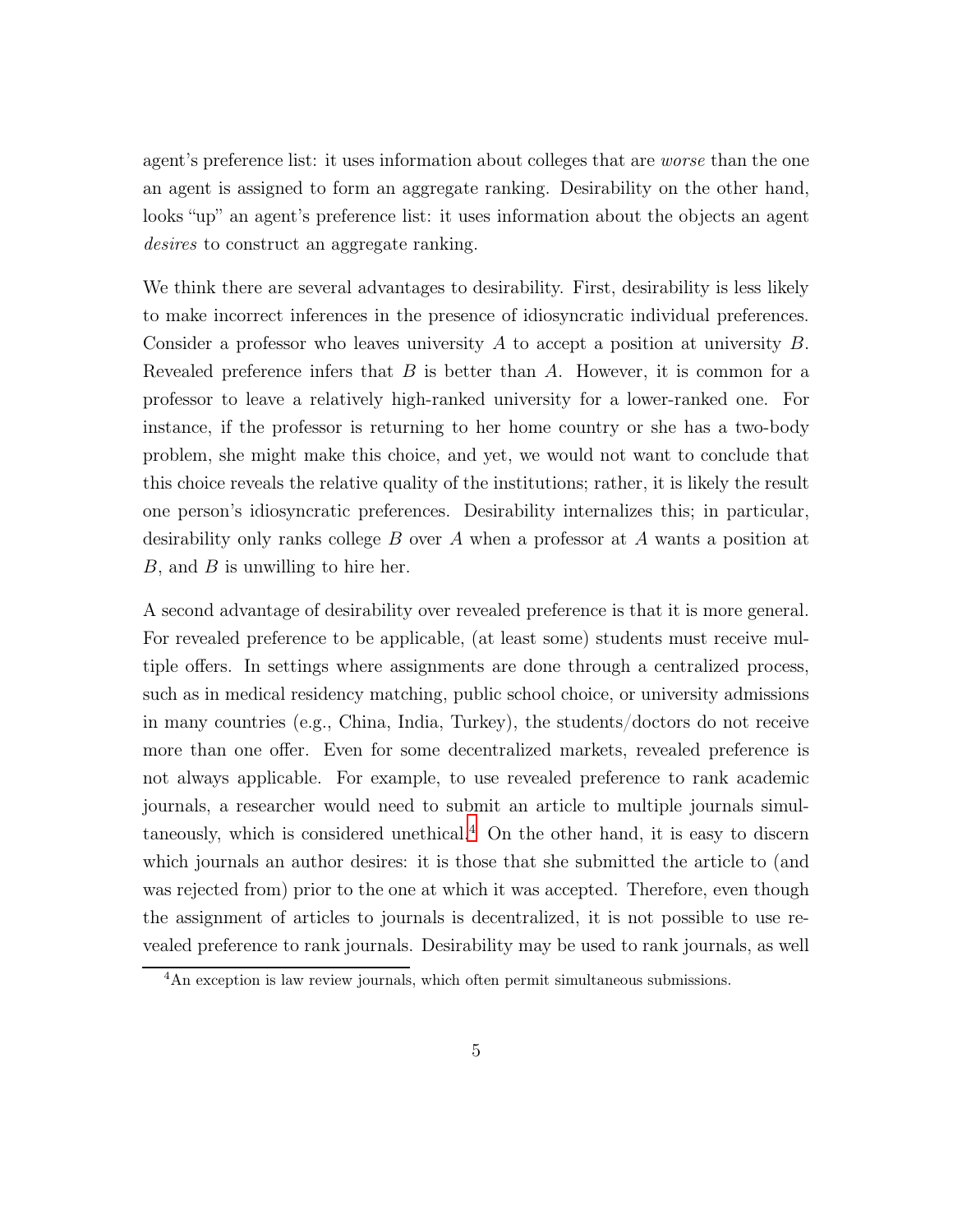agent's preference list: it uses information about colleges that are *worse* than the one an agent is assigned to form an aggregate ranking. Desirability on the other hand, looks "up" an agent's preference list: it uses information about the objects an agent *desires* to construct an aggregate ranking.

We think there are several advantages to desirability. First, desirability is less likely to make incorrect inferences in the presence of idiosyncratic individual preferences. Consider a professor who leaves university $A$ to accept a position at university $B$. Revealed preference infers that $B$ is better than $A$. However, it is common for a professor to leave a relatively high-ranked university for a lower-ranked one. For instance, if the professor is returning to her home country or she has a two-body problem, she might make this choice, and yet, we would not want to conclude that this choice reveals the relative quality of the institutions; rather, it is likely the result one person's idiosyncratic preferences. Desirability internalizes this; in particular, desirability only ranks college $B$ over $A$ when a professor at $A$ wants a position at $B$, and $B$ is unwilling to hire her.

A second advantage of desirability over revealed preference is that it is more general. For revealed preference to be applicable, (at least some) students must receive multiple offers. In settings where assignments are done through a centralized process, such as in medical residency matching, public school choice, or university admissions in many countries (e.g., China, India, Turkey), the students/doctors do not receive more than one offer. Even for some decentralized markets, revealed preference is not always applicable. For example, to use revealed preference to rank academic journals, a researcher would need to submit an article to multiple journals simultaneously, which is considered unethical.[4] On the other hand, it is easy to discern which journals an author desires: it is those that she submitted the article to (and was rejected from) prior to the one at which it was accepted. Therefore, even though the assignment of articles to journals is decentralized, it is not possible to use revealed preference to rank journals. Desirability may be used to rank journals, as well

[4] An exception is law review journals, which often permit simultaneous submissions.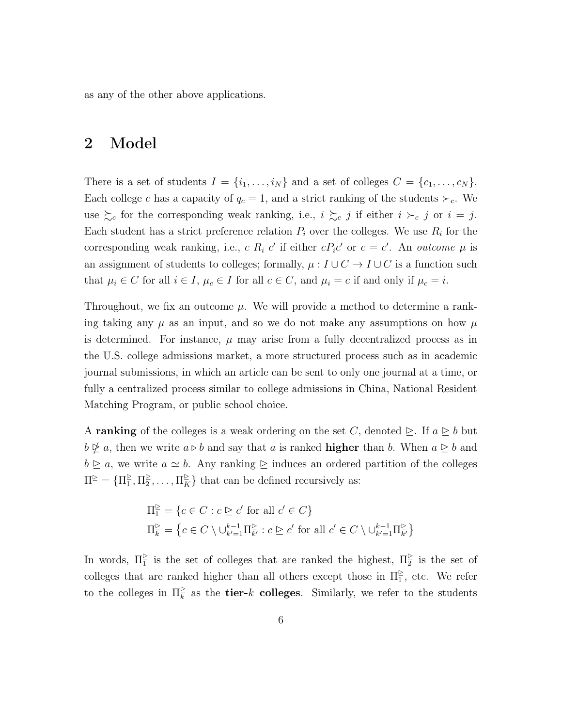as any of the other above applications.

## 2 Model

There is a set of students $I = \{i_1, \ldots, i_N\}$ and a set of colleges $C = \{c_1, \ldots, c_N\}$. Each college $c$ has a capacity of $q_c = 1$, and a strict ranking of the students $\succ_c$. We use $\succsim_c$ for the corresponding weak ranking, i.e., $i \succsim_c j$ if either $i \succ_c j$ or $i = j$. Each student has a strict preference relation $P_i$ over the colleges. We use $R_i$ for the corresponding weak ranking, i.e., $c \; R_i \; c'$ if either $cP_ic'$ or $c = c'$. An *outcome* $\mu$ is an assignment of students to colleges; formally, $\mu : I \cup C \to I \cup C$ is a function such that $\mu_i \in C$ for all $i \in I$, $\mu_c \in I$ for all $c \in C$, and $\mu_i = c$ if and only if $\mu_c = i$.

Throughout, we fix an outcome $\mu$. We will provide a method to determine a ranking taking any $\mu$ as an input, and so we do not make any assumptions on how $\mu$ is determined. For instance, $\mu$ may arise from a fully decentralized process as in the U.S. college admissions market, a more structured process such as in academic journal submissions, in which an article can be sent to only one journal at a time, or fully a centralized process similar to college admissions in China, National Resident Matching Program, or public school choice.

A **ranking** of the colleges is a weak ordering on the set $C$, denoted $\trianglerighteq$. If $a \trianglerighteq b$ but $b \not\trianglerighteq a$, then we write $a \triangleright b$ and say that $a$ is ranked **higher** than $b$. When $a \trianglerighteq b$ and $b \trianglerighteq a$, we write $a \simeq b$. Any ranking $\trianglerighteq$ induces an ordered partition of the colleges $\Pi^{\trianglerighteq} = \{\Pi^{\trianglerighteq}_1, \Pi^{\trianglerighteq}_2, \ldots, \Pi^{\trianglerighteq}_K\}$ that can be defined recursively as:

$$\Pi^{\trianglerighteq}_1 = \{c \in C : c \trianglerighteq c' \text{ for all } c' \in C\}$$
$$\Pi^{\trianglerighteq}_k = \left\{c \in C \setminus \cup_{k'=1}^{k-1} \Pi^{\trianglerighteq}_{k'} : c \trianglerighteq c' \text{ for all } c' \in C \setminus \cup_{k'=1}^{k-1} \Pi^{\trianglerighteq}_{k'}\right\}$$

In words, $\Pi^{\trianglerighteq}_1$ is the set of colleges that are ranked the highest, $\Pi^{\trianglerighteq}_2$ is the set of colleges that are ranked higher than all others except those in $\Pi^{\trianglerighteq}_1$, etc. We refer to the colleges in $\Pi^{\trianglerighteq}_k$ as the **tier-$k$ colleges**. Similarly, we refer to the students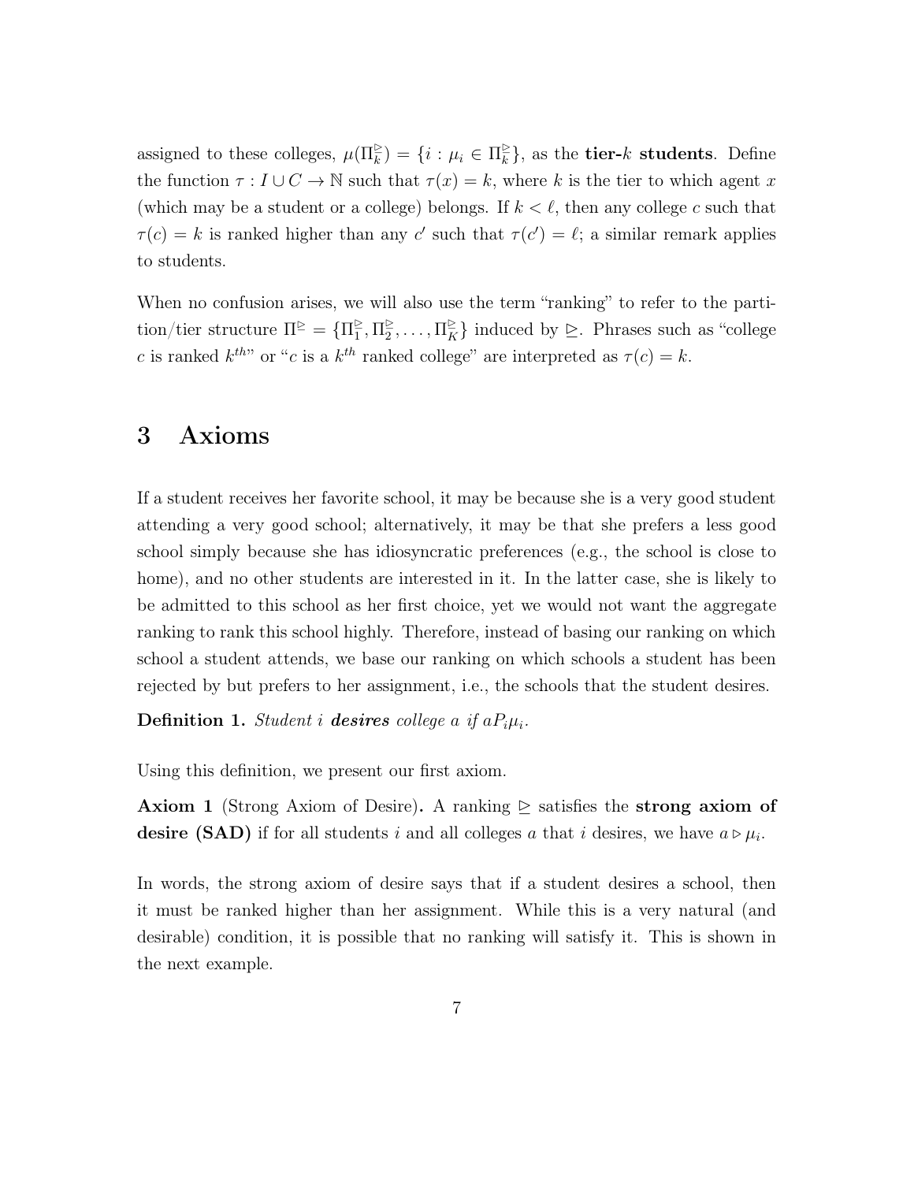assigned to these colleges, $\mu(\Pi_k^{\trianglerighteq}) = \{i : \mu_i \in \Pi_k^{\trianglerighteq}\}$, as the **tier-$k$ students**. Define the function $\tau : I \cup C \to \mathbb{N}$ such that $\tau(x) = k$, where $k$ is the tier to which agent $x$ (which may be a student or a college) belongs. If $k < \ell$, then any college $c$ such that $\tau(c) = k$ is ranked higher than any $c'$ such that $\tau(c') = \ell$; a similar remark applies to students.

When no confusion arises, we will also use the term "ranking" to refer to the partition/tier structure $\Pi^{\trianglerighteq} = \{\Pi_1^{\trianglerighteq}, \Pi_2^{\trianglerighteq}, \ldots, \Pi_K^{\trianglerighteq}\}$ induced by $\trianglerighteq$. Phrases such as "college $c$ is ranked $k^{th}$" or "$c$ is a $k^{th}$ ranked college" are interpreted as $\tau(c) = k$.

## 3 Axioms

If a student receives her favorite school, it may be because she is a very good student attending a very good school; alternatively, it may be that she prefers a less good school simply because she has idiosyncratic preferences (e.g., the school is close to home), and no other students are interested in it. In the latter case, she is likely to be admitted to this school as her first choice, yet we would not want the aggregate ranking to rank this school highly. Therefore, instead of basing our ranking on which school a student attends, we base our ranking on which schools a student has been rejected by but prefers to her assignment, i.e., the schools that the student desires.

**Definition 1.** *Student $i$ **desires** college $a$ if $aP_i\mu_i$.*

Using this definition, we present our first axiom.

**Axiom 1** (Strong Axiom of Desire)**.** A ranking $\trianglerighteq$ satisfies the **strong axiom of desire (SAD)** if for all students $i$ and all colleges $a$ that $i$ desires, we have $a \triangleright \mu_i$.

In words, the strong axiom of desire says that if a student desires a school, then it must be ranked higher than her assignment. While this is a very natural (and desirable) condition, it is possible that no ranking will satisfy it. This is shown in the next example.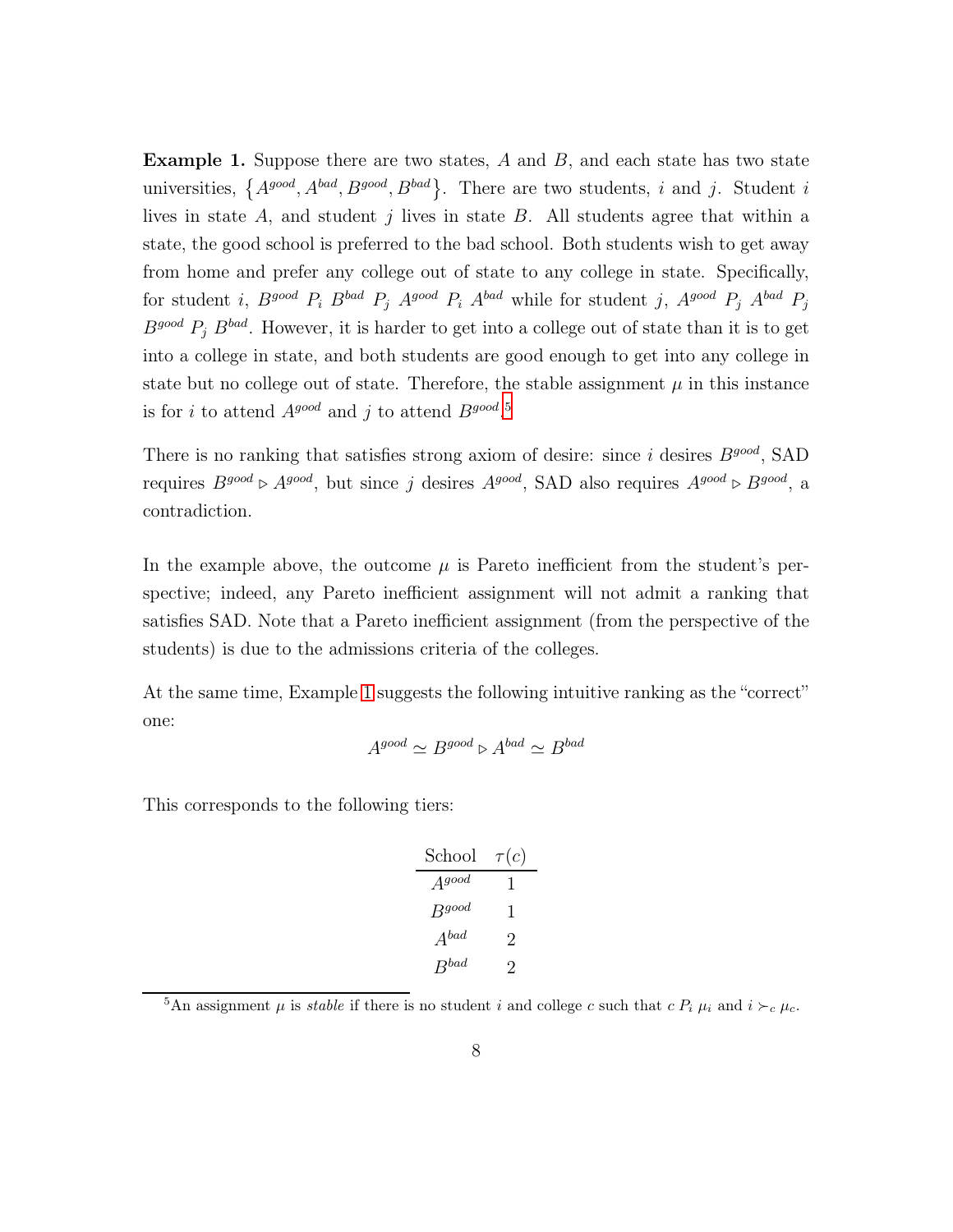**Example 1.** Suppose there are two states, $A$ and $B$, and each state has two state universities, $\left\{A^{good}, A^{bad}, B^{good}, B^{bad}\right\}$. There are two students, $i$ and $j$. Student $i$ lives in state $A$, and student $j$ lives in state $B$. All students agree that within a state, the good school is preferred to the bad school. Both students wish to get away from home and prefer any college out of state to any college in state. Specifically, for student $i$, $B^{good}\ P_i\ B^{bad}\ P_j\ A^{good}\ P_i\ A^{bad}$ while for student $j$, $A^{good}\ P_j\ A^{bad}\ P_j\ B^{good}\ P_j\ B^{bad}$. However, it is harder to get into a college out of state than it is to get into a college in state, and both students are good enough to get into any college in state but no college out of state. Therefore, the stable assignment $\mu$ in this instance is for $i$ to attend $A^{good}$ and $j$ to attend $B^{good}$.[5]

There is no ranking that satisfies strong axiom of desire: since $i$ desires $B^{good}$, SAD requires $B^{good} \triangleright A^{good}$, but since $j$ desires $A^{good}$, SAD also requires $A^{good} \triangleright B^{good}$, a contradiction.

In the example above, the outcome $\mu$ is Pareto inefficient from the student's perspective; indeed, any Pareto inefficient assignment will not admit a ranking that satisfies SAD. Note that a Pareto inefficient assignment (from the perspective of the students) is due to the admissions criteria of the colleges.

At the same time, Example 1 suggests the following intuitive ranking as the "correct" one:

$$A^{good} \simeq B^{good} \triangleright A^{bad} \simeq B^{bad}$$

This corresponds to the following tiers:

| School | $\tau(c)$ |
|---|---|
| $A^{good}$ | 1 |
| $B^{good}$ | 1 |
| $A^{bad}$ | 2 |
| $B^{bad}$ | 2 |

[5] An assignment $\mu$ is *stable* if there is no student $i$ and college $c$ such that $c\ P_i\ \mu_i$ and $i \succ_c \mu_c$.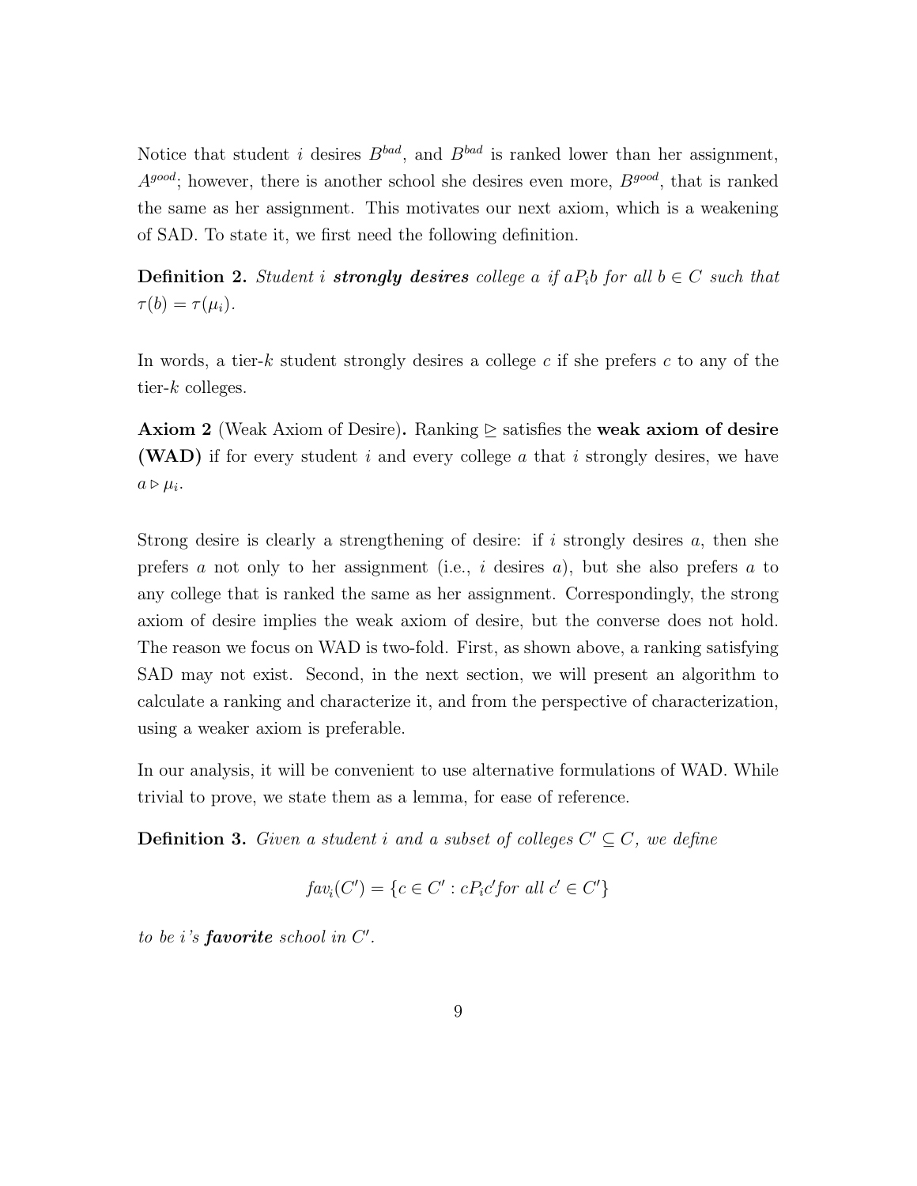Notice that student $i$ desires $B^{bad}$, and $B^{bad}$ is ranked lower than her assignment, $A^{good}$; however, there is another school she desires even more, $B^{good}$, that is ranked the same as her assignment. This motivates our next axiom, which is a weakening of SAD. To state it, we first need the following definition.

**Definition 2.** *Student $i$* ***strongly desires*** *college $a$ if $aP_ib$ for all $b \in C$ such that $\tau(b) = \tau(\mu_i)$.*

In words, a tier-$k$ student strongly desires a college $c$ if she prefers $c$ to any of the tier-$k$ colleges.

**Axiom 2** (Weak Axiom of Desire)**.** Ranking $\trianglerighteq$ satisfies the **weak axiom of desire (WAD)** if for every student $i$ and every college $a$ that $i$ strongly desires, we have $a \triangleright \mu_i$.

Strong desire is clearly a strengthening of desire: if $i$ strongly desires $a$, then she prefers $a$ not only to her assignment (i.e., $i$ desires $a$), but she also prefers $a$ to any college that is ranked the same as her assignment. Correspondingly, the strong axiom of desire implies the weak axiom of desire, but the converse does not hold. The reason we focus on WAD is two-fold. First, as shown above, a ranking satisfying SAD may not exist. Second, in the next section, we will present an algorithm to calculate a ranking and characterize it, and from the perspective of characterization, using a weaker axiom is preferable.

In our analysis, it will be convenient to use alternative formulations of WAD. While trivial to prove, we state them as a lemma, for ease of reference.

**Definition 3.** *Given a student $i$ and a subset of colleges $C' \subseteq C$, we define*

$$fav_i(C') = \{c \in C' : cP_ic' \text{for all } c' \in C'\}$$

*to be $i$'s* ***favorite*** *school in $C'$.*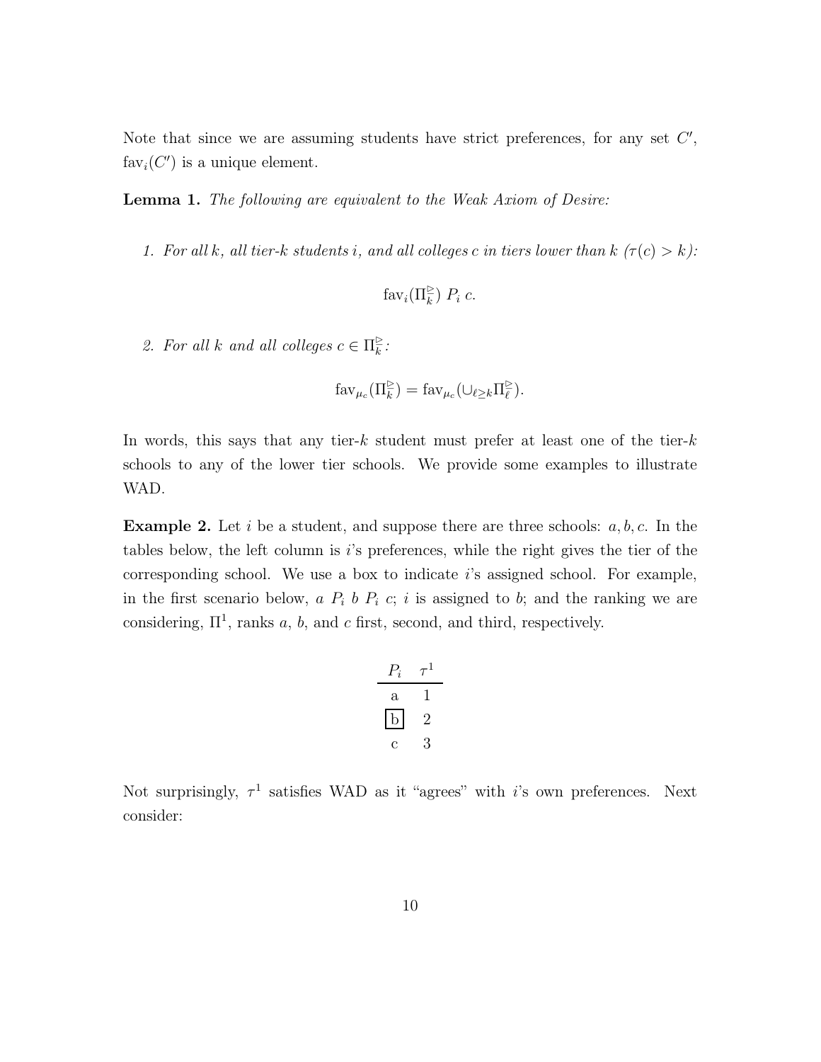Note that since we are assuming students have strict preferences, for any set $C'$, $\text{fav}_i(C')$ is a unique element.

**Lemma 1.** *The following are equivalent to the Weak Axiom of Desire:*

1. *For all $k$, all tier-$k$ students $i$, and all colleges $c$ in tiers lower than $k$ ($\tau(c) > k$):*

$$\text{fav}_i(\Pi_k^{\trianglerighteq}) \; P_i \; c.$$

2. *For all $k$ and all colleges $c \in \Pi_k^{\trianglerighteq}$:*

$$\text{fav}_{\mu_c}(\Pi_k^{\trianglerighteq}) = \text{fav}_{\mu_c}(\cup_{\ell \geq k} \Pi_\ell^{\trianglerighteq}).$$

In words, this says that any tier-$k$ student must prefer at least one of the tier-$k$ schools to any of the lower tier schools. We provide some examples to illustrate WAD.

**Example 2.** Let $i$ be a student, and suppose there are three schools: $a, b, c$. In the tables below, the left column is $i$'s preferences, while the right gives the tier of the corresponding school. We use a box to indicate $i$'s assigned school. For example, in the first scenario below, $a \; P_i \; b \; P_i \; c$; $i$ is assigned to $b$; and the ranking we are considering, $\Pi^1$, ranks $a$, $b$, and $c$ first, second, and third, respectively.

| $P_i$ | $\tau^1$ |
|---|---|
| a | 1 |
| $\boxed{\text{b}}$ | 2 |
| c | 3 |

Not surprisingly, $\tau^1$ satisfies WAD as it "agrees" with $i$'s own preferences. Next consider: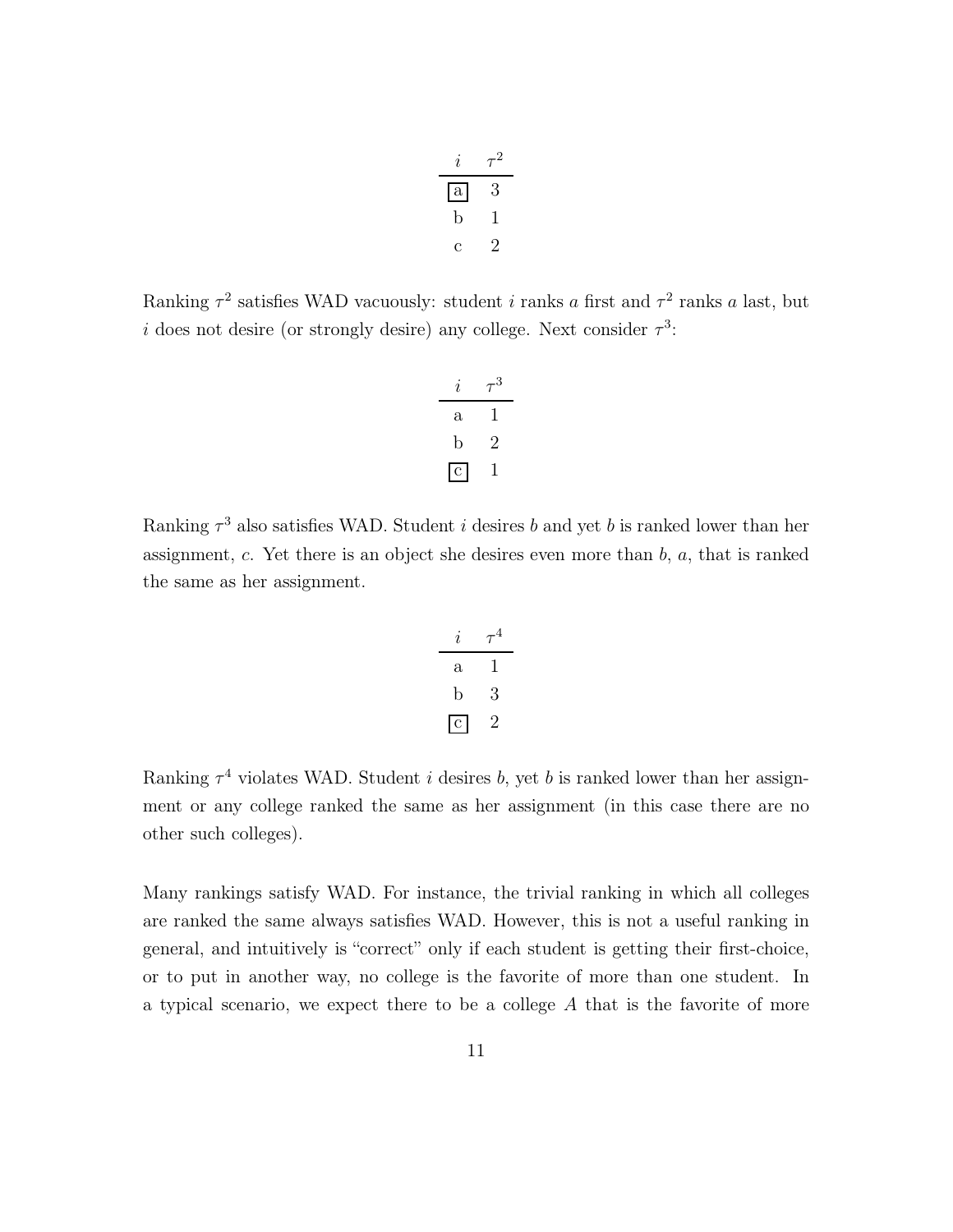| $i$ | $\tau^2$ |
|---|---|
| [a] | 3 |
| b | 1 |
| c | 2 |

Ranking $\tau^2$ satisfies WAD vacuously: student $i$ ranks $a$ first and $\tau^2$ ranks $a$ last, but $i$ does not desire (or strongly desire) any college. Next consider $\tau^3$:

| $i$ | $\tau^3$ |
|---|---|
| a | 1 |
| b | 2 |
| [c] | 1 |

Ranking $\tau^3$ also satisfies WAD. Student $i$ desires $b$ and yet $b$ is ranked lower than her assignment, $c$. Yet there is an object she desires even more than $b$, $a$, that is ranked the same as her assignment.

| $i$ | $\tau^4$ |
|---|---|
| a | 1 |
| b | 3 |
| [c] | 2 |

Ranking $\tau^4$ violates WAD. Student $i$ desires $b$, yet $b$ is ranked lower than her assignment or any college ranked the same as her assignment (in this case there are no other such colleges).

Many rankings satisfy WAD. For instance, the trivial ranking in which all colleges are ranked the same always satisfies WAD. However, this is not a useful ranking in general, and intuitively is "correct" only if each student is getting their first-choice, or to put in another way, no college is the favorite of more than one student. In a typical scenario, we expect there to be a college $A$ that is the favorite of more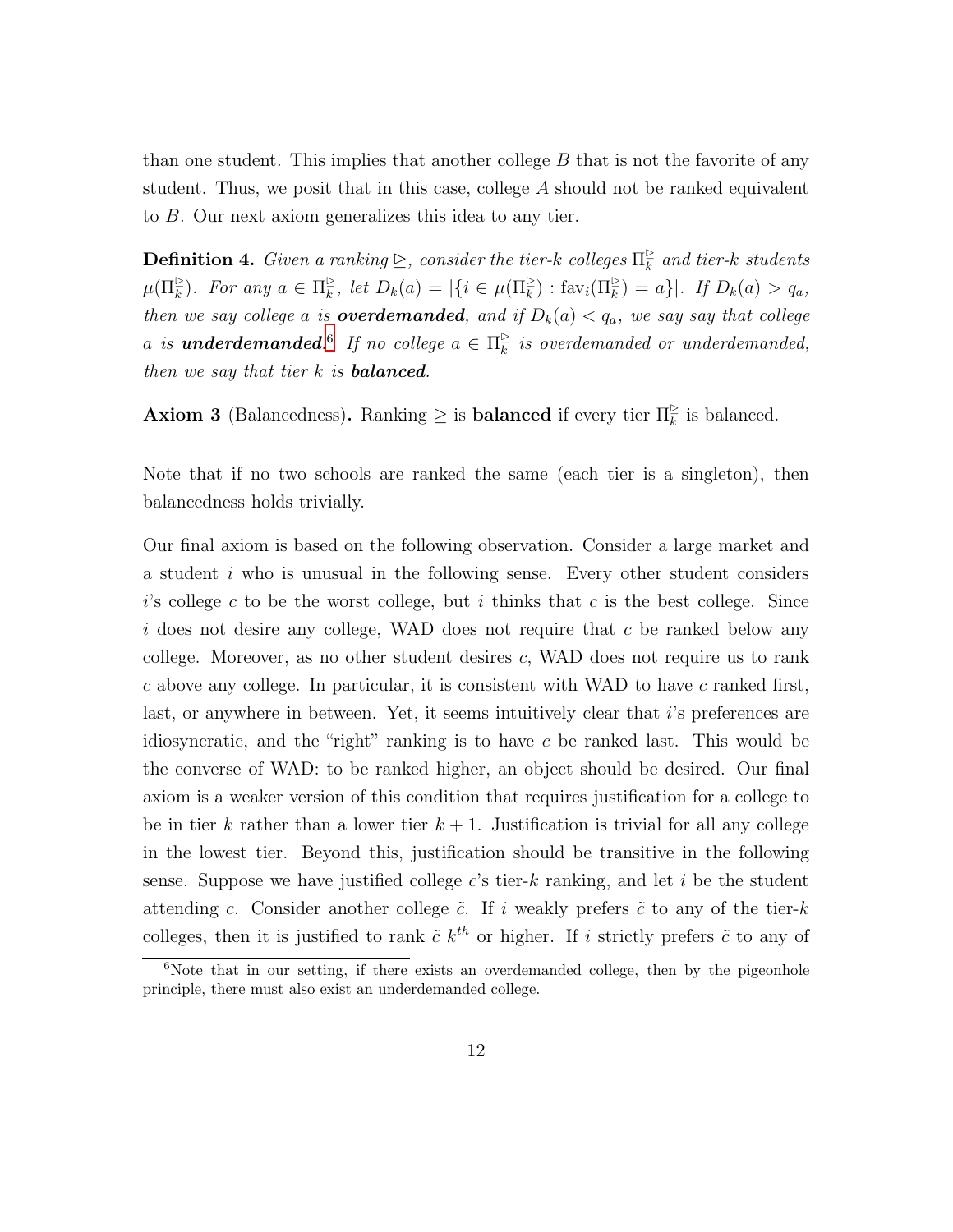than one student. This implies that another college $B$ that is not the favorite of any student. Thus, we posit that in this case, college $A$ should not be ranked equivalent to $B$. Our next axiom generalizes this idea to any tier.

**Definition 4.** *Given a ranking $\trianglerighteq$, consider the tier-$k$ colleges $\Pi_k^{\trianglerighteq}$ and tier-$k$ students $\mu(\Pi_k^{\trianglerighteq})$. For any $a \in \Pi_k^{\trianglerighteq}$, let $D_k(a) = |\{i \in \mu(\Pi_k^{\trianglerighteq}) : \text{fav}_i(\Pi_k^{\trianglerighteq}) = a\}|$. If $D_k(a) > q_a$, then we say college $a$ is* ***overdemanded****, and if $D_k(a) < q_a$, we say say that college $a$ is* ***underdemanded****.*[6] *If no college $a \in \Pi_k^{\trianglerighteq}$ is overdemanded or underdemanded, then we say that tier $k$ is* ***balanced****.*

**Axiom 3** (Balancedness)**.** Ranking $\trianglerighteq$ is **balanced** if every tier $\Pi_k^{\trianglerighteq}$ is balanced.

Note that if no two schools are ranked the same (each tier is a singleton), then balancedness holds trivially.

Our final axiom is based on the following observation. Consider a large market and a student $i$ who is unusual in the following sense. Every other student considers $i$'s college $c$ to be the worst college, but $i$ thinks that $c$ is the best college. Since $i$ does not desire any college, WAD does not require that $c$ be ranked below any college. Moreover, as no other student desires $c$, WAD does not require us to rank $c$ above any college. In particular, it is consistent with WAD to have $c$ ranked first, last, or anywhere in between. Yet, it seems intuitively clear that $i$'s preferences are idiosyncratic, and the "right" ranking is to have $c$ be ranked last. This would be the converse of WAD: to be ranked higher, an object should be desired. Our final axiom is a weaker version of this condition that requires justification for a college to be in tier $k$ rather than a lower tier $k+1$. Justification is trivial for all any college in the lowest tier. Beyond this, justification should be transitive in the following sense. Suppose we have justified college $c$'s tier-$k$ ranking, and let $i$ be the student attending $c$. Consider another college $\tilde{c}$. If $i$ weakly prefers $\tilde{c}$ to any of the tier-$k$ colleges, then it is justified to rank $\tilde{c}$ $k^{th}$ or higher. If $i$ strictly prefers $\tilde{c}$ to any of

[6] Note that in our setting, if there exists an overdemanded college, then by the pigeonhole principle, there must also exist an underdemanded college.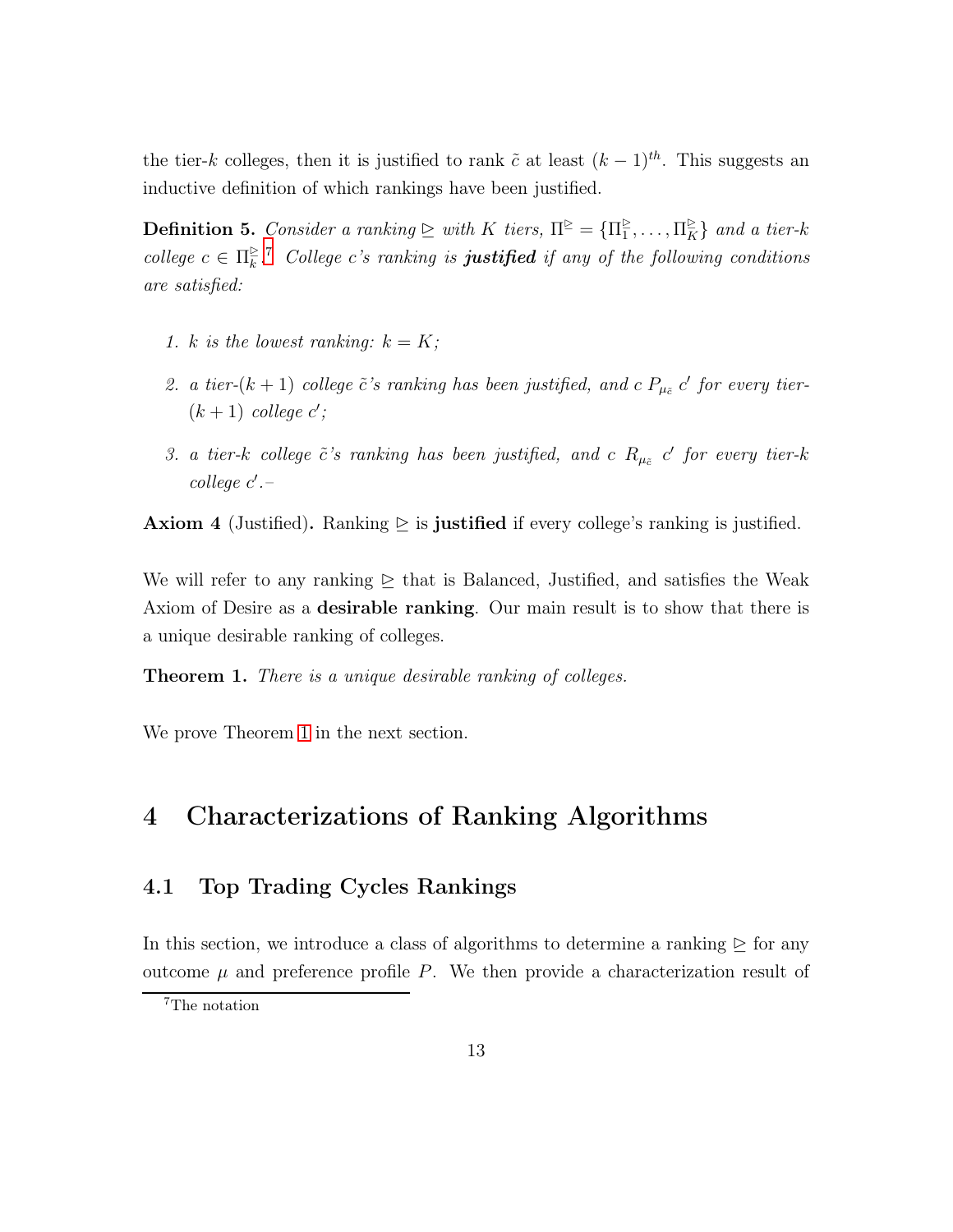the tier-$k$ colleges, then it is justified to rank $\tilde{c}$ at least $(k-1)^{th}$. This suggests an inductive definition of which rankings have been justified.

**Definition 5.** *Consider a ranking $\trianglerighteq$ with $K$ tiers, $\Pi^{\trianglerighteq} = \{\Pi_1^{\trianglerighteq}, \ldots, \Pi_K^{\trianglerighteq}\}$ and a tier-$k$ college $c \in \Pi_k^{\trianglerighteq}$.*[7] *College $c$'s ranking is **justified** if any of the following conditions are satisfied:*

1. *$k$ is the lowest ranking: $k = K$;*
2. *a tier-$(k+1)$ college $\tilde{c}$'s ranking has been justified, and $c \; P_{\mu_{\tilde{c}}} \; c'$ for every tier-$(k+1)$ college $c'$;*
3. *a tier-$k$ college $\tilde{c}$'s ranking has been justified, and $c \; R_{\mu_{\tilde{c}}} \; c'$ for every tier-$k$ college $c'$.–*

**Axiom 4** (Justified)**.** Ranking $\trianglerighteq$ is **justified** if every college's ranking is justified.

We will refer to any ranking $\trianglerighteq$ that is Balanced, Justified, and satisfies the Weak Axiom of Desire as a **desirable ranking**. Our main result is to show that there is a unique desirable ranking of colleges.

**Theorem 1.** *There is a unique desirable ranking of colleges.*

We prove Theorem 1 in the next section.

# 4 Characterizations of Ranking Algorithms

## 4.1 Top Trading Cycles Rankings

In this section, we introduce a class of algorithms to determine a ranking $\trianglerighteq$ for any outcome $\mu$ and preference profile $P$. We then provide a characterization result of

[7] The notation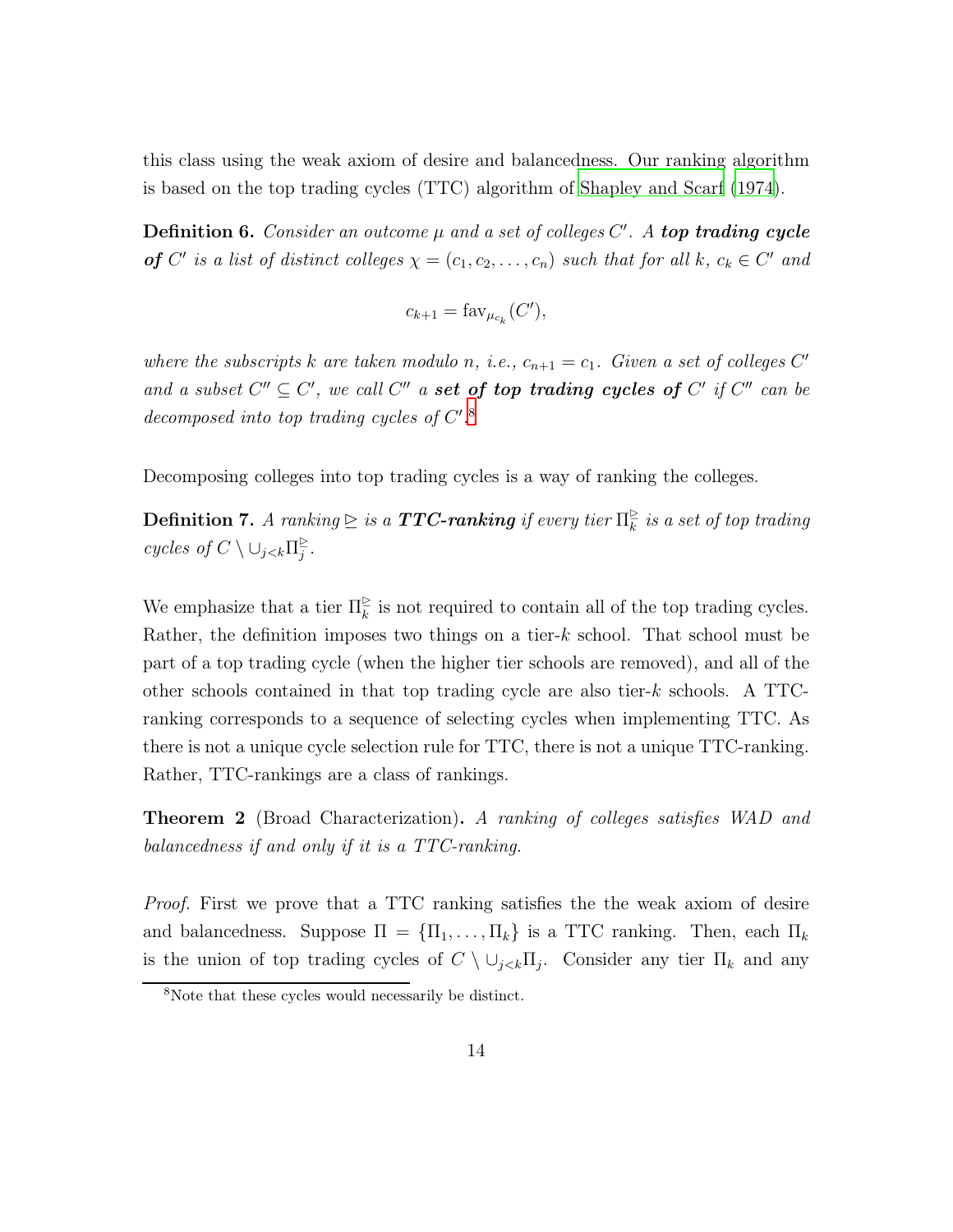this class using the weak axiom of desire and balancedness. Our ranking algorithm is based on the top trading cycles (TTC) algorithm of Shapley and Scarf (1974).

**Definition 6.** *Consider an outcome $\mu$ and a set of colleges $C'$. A* ***top trading cycle of*** *$C'$ is a list of distinct colleges $\chi = (c_1, c_2, \ldots, c_n)$ such that for all $k$, $c_k \in C'$ and*

$$c_{k+1} = \text{fav}_{\mu_{c_k}}(C'),$$

*where the subscripts $k$ are taken modulo $n$, i.e., $c_{n+1} = c_1$. Given a set of colleges $C'$ and a subset $C'' \subseteq C'$, we call $C''$ a* ***set of top trading cycles of*** *$C'$ if $C''$ can be decomposed into top trading cycles of $C'$.*[8]

Decomposing colleges into top trading cycles is a way of ranking the colleges.

**Definition 7.** *A ranking $\trianglerighteq$ is a* ***TTC-ranking*** *if every tier $\Pi_k^{\trianglerighteq}$ is a set of top trading cycles of $C \setminus \cup_{j<k} \Pi_j^{\trianglerighteq}$.*

We emphasize that a tier $\Pi_k^{\trianglerighteq}$ is not required to contain all of the top trading cycles. Rather, the definition imposes two things on a tier-$k$ school. That school must be part of a top trading cycle (when the higher tier schools are removed), and all of the other schools contained in that top trading cycle are also tier-$k$ schools. A TTC-ranking corresponds to a sequence of selecting cycles when implementing TTC. As there is not a unique cycle selection rule for TTC, there is not a unique TTC-ranking. Rather, TTC-rankings are a class of rankings.

**Theorem 2** (Broad Characterization)**.** *A ranking of colleges satisfies WAD and balancedness if and only if it is a TTC-ranking.*

*Proof.* First we prove that a TTC ranking satisfies the the weak axiom of desire and balancedness. Suppose $\Pi = \{\Pi_1, \ldots, \Pi_k\}$ is a TTC ranking. Then, each $\Pi_k$ is the union of top trading cycles of $C \setminus \cup_{j<k} \Pi_j$. Consider any tier $\Pi_k$ and any

[8] Note that these cycles would necessarily be distinct.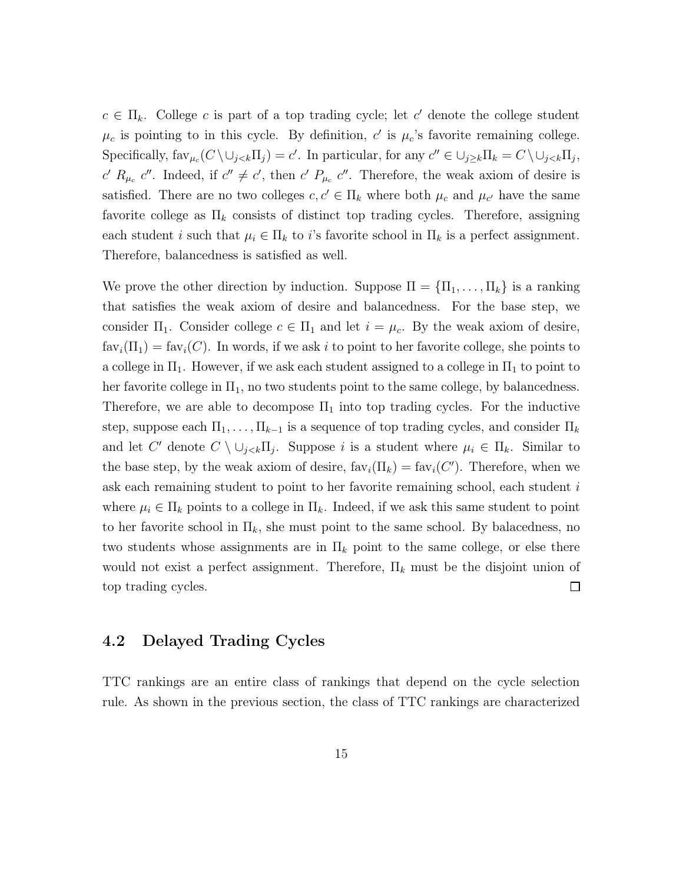$c \in \Pi_k$. College $c$ is part of a top trading cycle; let $c'$ denote the college student $\mu_c$ is pointing to in this cycle. By definition, $c'$ is $\mu_c$'s favorite remaining college. Specifically, $\text{fav}_{\mu_c}(C \setminus \cup_{j<k}\Pi_j) = c'$. In particular, for any $c'' \in \cup_{j\geq k}\Pi_k = C \setminus \cup_{j<k}\Pi_j$, $c' \; R_{\mu_c} \; c''$. Indeed, if $c'' \neq c'$, then $c' \; P_{\mu_c} \; c''$. Therefore, the weak axiom of desire is satisfied. There are no two colleges $c, c' \in \Pi_k$ where both $\mu_c$ and $\mu_{c'}$ have the same favorite college as $\Pi_k$ consists of distinct top trading cycles. Therefore, assigning each student $i$ such that $\mu_i \in \Pi_k$ to $i$'s favorite school in $\Pi_k$ is a perfect assignment. Therefore, balancedness is satisfied as well.

We prove the other direction by induction. Suppose $\Pi = \{\Pi_1, \ldots, \Pi_k\}$ is a ranking that satisfies the weak axiom of desire and balancedness. For the base step, we consider $\Pi_1$. Consider college $c \in \Pi_1$ and let $i = \mu_c$. By the weak axiom of desire, $\text{fav}_i(\Pi_1) = \text{fav}_i(C)$. In words, if we ask $i$ to point to her favorite college, she points to a college in $\Pi_1$. However, if we ask each student assigned to a college in $\Pi_1$ to point to her favorite college in $\Pi_1$, no two students point to the same college, by balancedness. Therefore, we are able to decompose $\Pi_1$ into top trading cycles. For the inductive step, suppose each $\Pi_1, \ldots, \Pi_{k-1}$ is a sequence of top trading cycles, and consider $\Pi_k$ and let $C'$ denote $C \setminus \cup_{j<k}\Pi_j$. Suppose $i$ is a student where $\mu_i \in \Pi_k$. Similar to the base step, by the weak axiom of desire, $\text{fav}_i(\Pi_k) = \text{fav}_i(C')$. Therefore, when we ask each remaining student to point to her favorite remaining school, each student $i$ where $\mu_i \in \Pi_k$ points to a college in $\Pi_k$. Indeed, if we ask this same student to point to her favorite school in $\Pi_k$, she must point to the same school. By balacedness, no two students whose assignments are in $\Pi_k$ point to the same college, or else there would not exist a perfect assignment. Therefore, $\Pi_k$ must be the disjoint union of top trading cycles. □

## 4.2 Delayed Trading Cycles

TTC rankings are an entire class of rankings that depend on the cycle selection rule. As shown in the previous section, the class of TTC rankings are characterized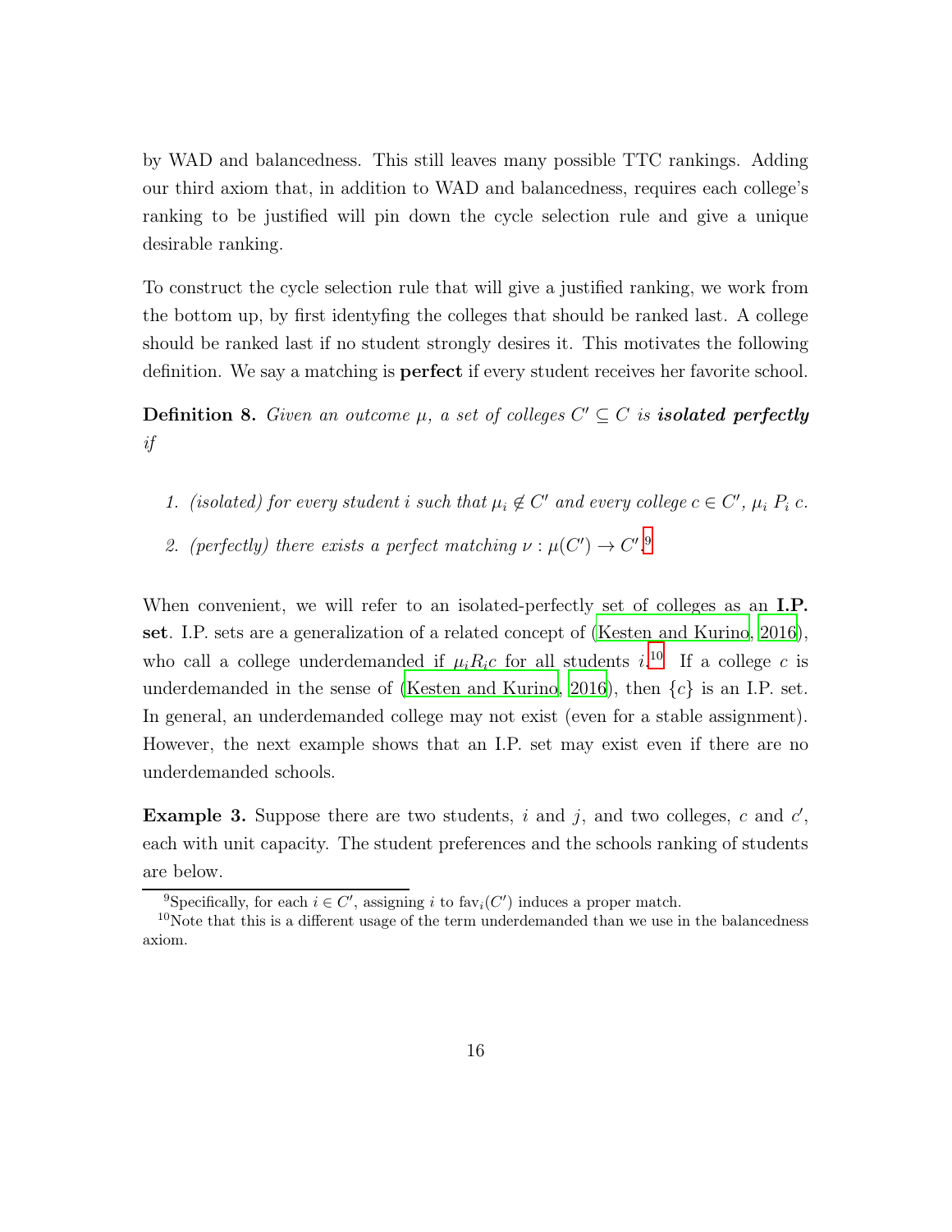by WAD and balancedness. This still leaves many possible TTC rankings. Adding our third axiom that, in addition to WAD and balancedness, requires each college's ranking to be justified will pin down the cycle selection rule and give a unique desirable ranking.

To construct the cycle selection rule that will give a justified ranking, we work from the bottom up, by first identyfing the colleges that should be ranked last. A college should be ranked last if no student strongly desires it. This motivates the following definition. We say a matching is **perfect** if every student receives her favorite school.

**Definition 8.** *Given an outcome $\mu$, a set of colleges $C' \subseteq C$ is **isolated perfectly** if*

1. *(isolated) for every student $i$ such that $\mu_i \notin C'$ and every college $c \in C'$, $\mu_i \; P_i \; c$.*
2. *(perfectly) there exists a perfect matching $\nu : \mu(C') \to C'$.*[9]

When convenient, we will refer to an isolated-perfectly set of colleges as an **I.P. set**. I.P. sets are a generalization of a related concept of (Kesten and Kurino, 2016), who call a college underdemanded if $\mu_i R_i c$ for all students $i$.[10] If a college $c$ is underdemanded in the sense of (Kesten and Kurino, 2016), then $\{c\}$ is an I.P. set. In general, an underdemanded college may not exist (even for a stable assignment). However, the next example shows that an I.P. set may exist even if there are no underdemanded schools.

**Example 3.** Suppose there are two students, $i$ and $j$, and two colleges, $c$ and $c'$, each with unit capacity. The student preferences and the schools ranking of students are below.

---

[9] Specifically, for each $i \in C'$, assigning $i$ to $\text{fav}_i(C')$ induces a proper match.

[10] Note that this is a different usage of the term underdemanded than we use in the balancedness axiom.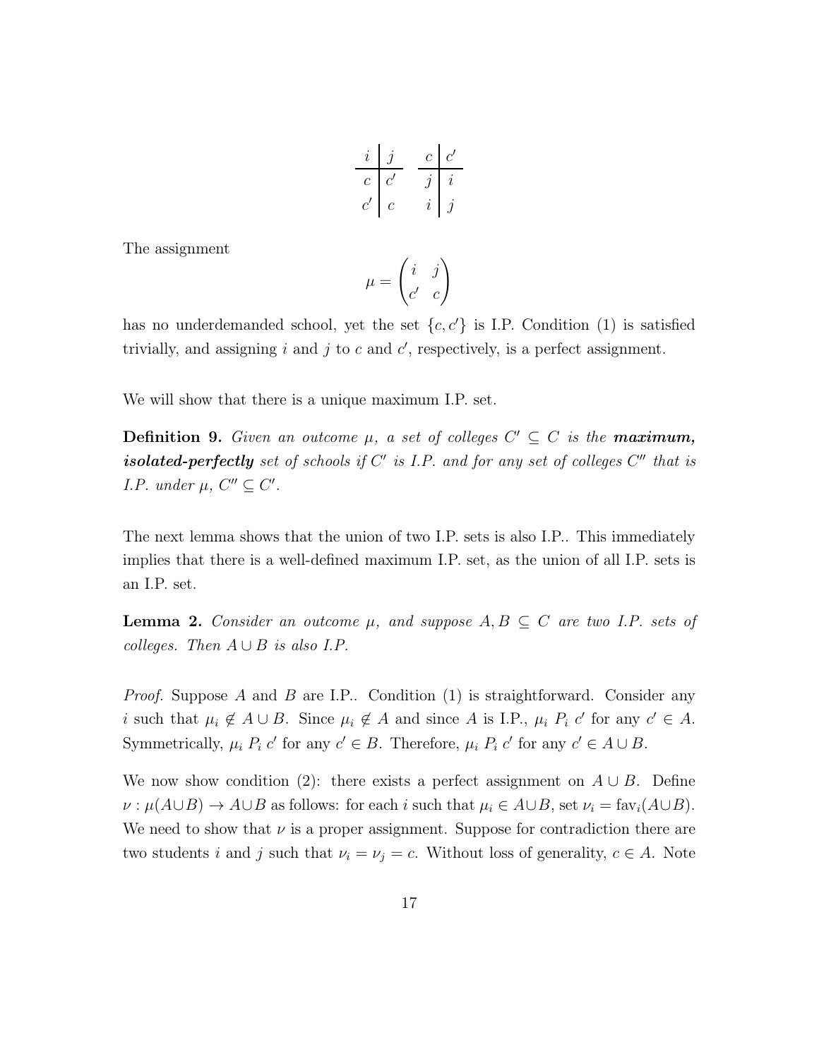| $i$ | $j$ |
|---|---|
| $c$ | $c'$ |
| $c'$ | $c$ |

| $c$ | $c'$ |
|---|---|
| $j$ | $i$ |
| $i$ | $j$ |

The assignment

$$\mu = \begin{pmatrix} i & j \\ c' & c \end{pmatrix}$$

has no underdemanded school, yet the set $\{c, c'\}$ is I.P. Condition (1) is satisfied trivially, and assigning $i$ and $j$ to $c$ and $c'$, respectively, is a perfect assignment.

We will show that there is a unique maximum I.P. set.

**Definition 9.** *Given an outcome $\mu$, a set of colleges $C' \subseteq C$ is the **maximum, isolated-perfectly** set of schools if $C'$ is I.P. and for any set of colleges $C''$ that is I.P. under $\mu$, $C'' \subseteq C'$.*

The next lemma shows that the union of two I.P. sets is also I.P.. This immediately implies that there is a well-defined maximum I.P. set, as the union of all I.P. sets is an I.P. set.

**Lemma 2.** *Consider an outcome $\mu$, and suppose $A, B \subseteq C$ are two I.P. sets of colleges. Then $A \cup B$ is also I.P.*

*Proof.* Suppose $A$ and $B$ are I.P.. Condition (1) is straightforward. Consider any $i$ such that $\mu_i \notin A \cup B$. Since $\mu_i \notin A$ and since $A$ is I.P., $\mu_i \; P_i \; c'$ for any $c' \in A$. Symmetrically, $\mu_i \; P_i \; c'$ for any $c' \in B$. Therefore, $\mu_i \; P_i \; c'$ for any $c' \in A \cup B$.

We now show condition (2): there exists a perfect assignment on $A \cup B$. Define $\nu : \mu(A \cup B) \rightarrow A \cup B$ as follows: for each $i$ such that $\mu_i \in A \cup B$, set $\nu_i = \text{fav}_i(A \cup B)$. We need to show that $\nu$ is a proper assignment. Suppose for contradiction there are two students $i$ and $j$ such that $\nu_i = \nu_j = c$. Without loss of generality, $c \in A$. Note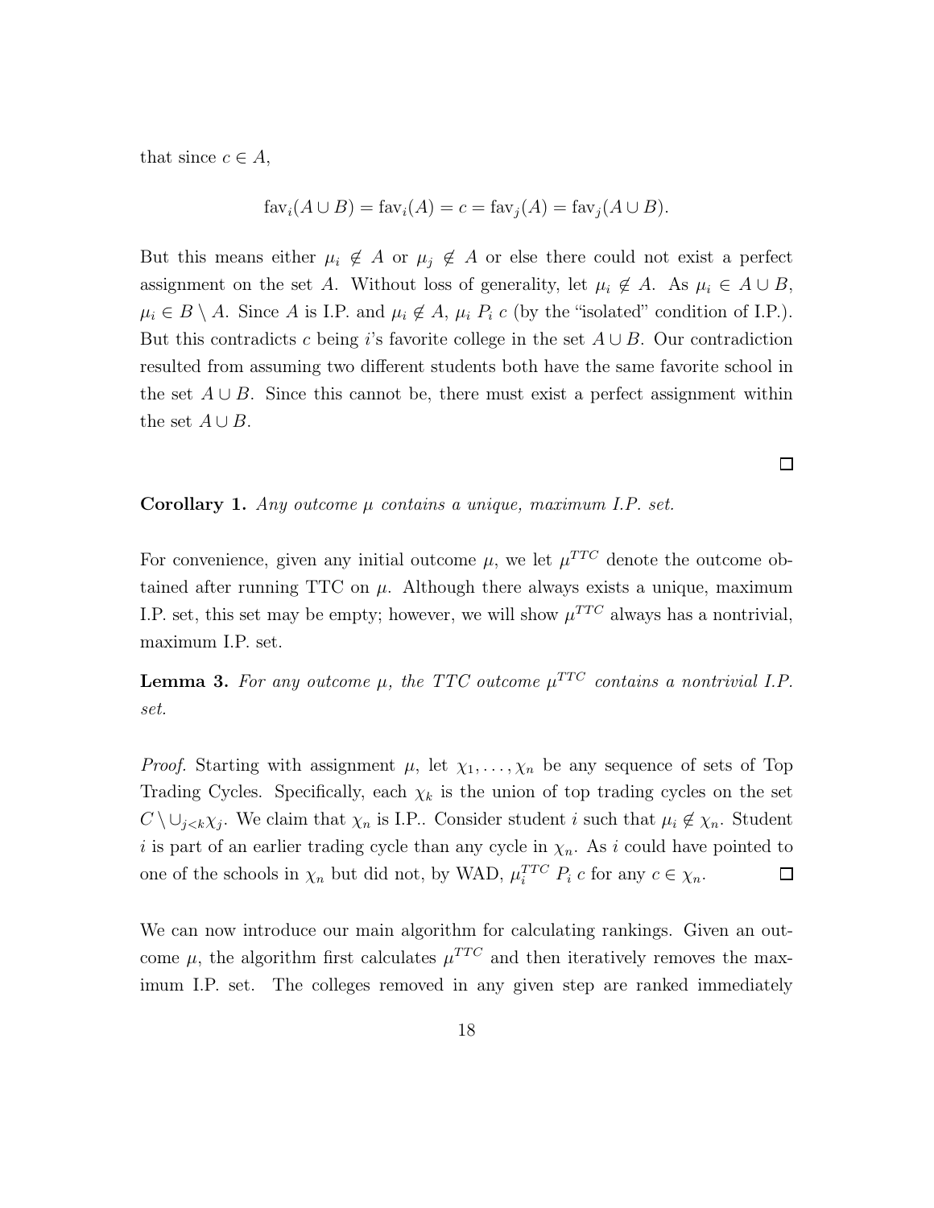that since $c \in A$,

$$\text{fav}_i(A \cup B) = \text{fav}_i(A) = c = \text{fav}_j(A) = \text{fav}_j(A \cup B).$$

But this means either $\mu_i \notin A$ or $\mu_j \notin A$ or else there could not exist a perfect assignment on the set $A$. Without loss of generality, let $\mu_i \notin A$. As $\mu_i \in A \cup B$, $\mu_i \in B \setminus A$. Since $A$ is I.P. and $\mu_i \notin A$, $\mu_i \; P_i \; c$ (by the "isolated" condition of I.P.). But this contradicts $c$ being $i$'s favorite college in the set $A \cup B$. Our contradiction resulted from assuming two different students both have the same favorite school in the set $A \cup B$. Since this cannot be, there must exist a perfect assignment within the set $A \cup B$.

□

**Corollary 1.** *Any outcome $\mu$ contains a unique, maximum I.P. set.*

For convenience, given any initial outcome $\mu$, we let $\mu^{TTC}$ denote the outcome obtained after running TTC on $\mu$. Although there always exists a unique, maximum I.P. set, this set may be empty; however, we will show $\mu^{TTC}$ always has a nontrivial, maximum I.P. set.

**Lemma 3.** *For any outcome $\mu$, the TTC outcome $\mu^{TTC}$ contains a nontrivial I.P. set.*

*Proof.* Starting with assignment $\mu$, let $\chi_1, \ldots, \chi_n$ be any sequence of sets of Top Trading Cycles. Specifically, each $\chi_k$ is the union of top trading cycles on the set $C \setminus \cup_{j<k} \chi_j$. We claim that $\chi_n$ is I.P.. Consider student $i$ such that $\mu_i \notin \chi_n$. Student $i$ is part of an earlier trading cycle than any cycle in $\chi_n$. As $i$ could have pointed to one of the schools in $\chi_n$ but did not, by WAD, $\mu_i^{TTC} \; P_i \; c$ for any $c \in \chi_n$. □

We can now introduce our main algorithm for calculating rankings. Given an outcome $\mu$, the algorithm first calculates $\mu^{TTC}$ and then iteratively removes the maximum I.P. set. The colleges removed in any given step are ranked immediately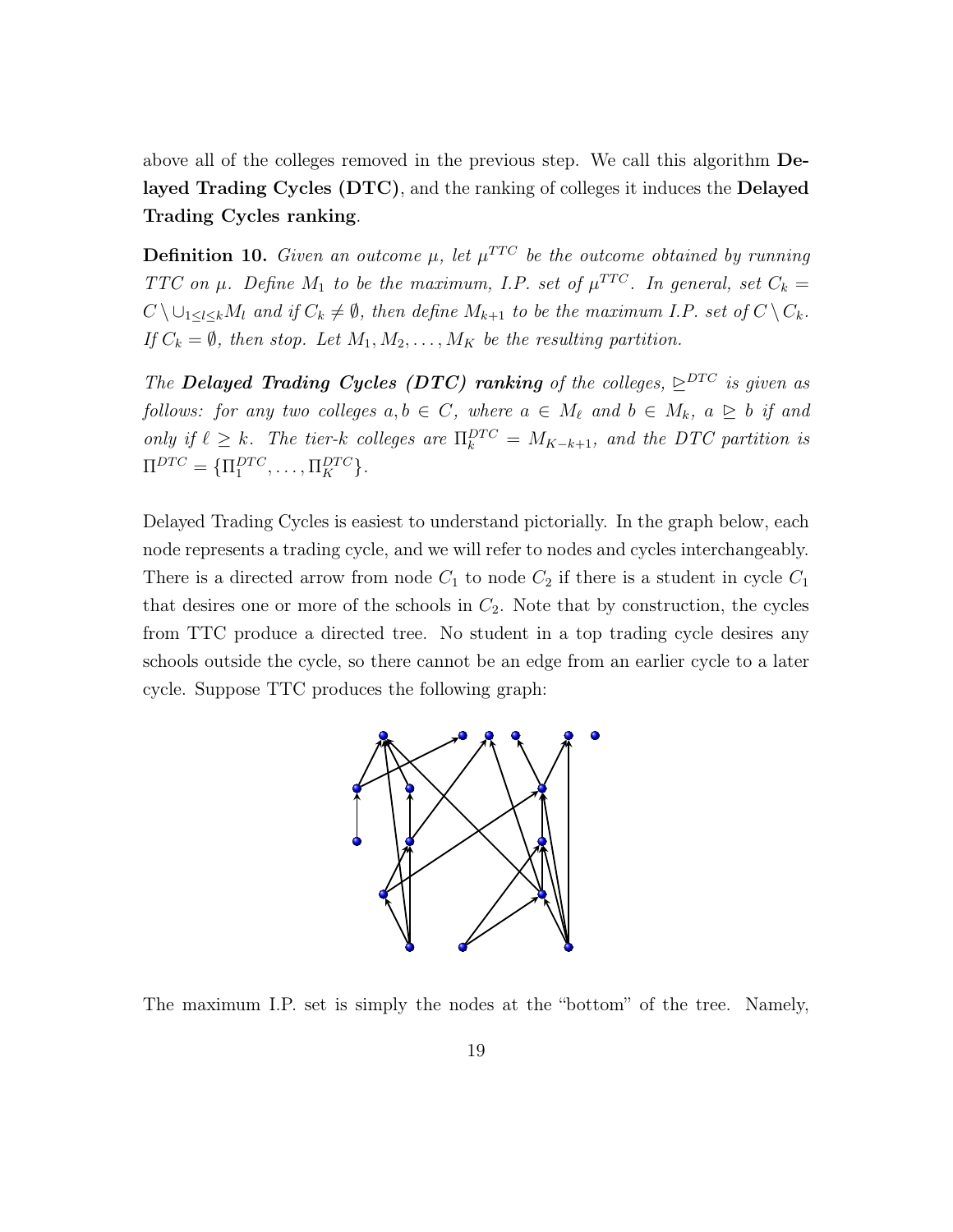above all of the colleges removed in the previous step. We call this algorithm **Delayed Trading Cycles (DTC)**, and the ranking of colleges it induces the **Delayed Trading Cycles ranking**.

**Definition 10.** *Given an outcome $\mu$, let $\mu^{TTC}$ be the outcome obtained by running TTC on $\mu$. Define $M_1$ to be the maximum, I.P. set of $\mu^{TTC}$. In general, set $C_k = C \setminus \cup_{1 \le l \le k} M_l$ and if $C_k \neq \emptyset$, then define $M_{k+1}$ to be the maximum I.P. set of $C \setminus C_k$. If $C_k = \emptyset$, then stop. Let $M_1, M_2, \ldots, M_K$ be the resulting partition.*

*The **Delayed Trading Cycles (DTC) ranking** of the colleges, $\trianglerighteq^{DTC}$ is given as follows: for any two colleges $a, b \in C$, where $a \in M_\ell$ and $b \in M_k$, $a \trianglerighteq b$ if and only if $\ell \ge k$. The tier-k colleges are $\Pi_k^{DTC} = M_{K-k+1}$, and the DTC partition is $\Pi^{DTC} = \{\Pi_1^{DTC}, \ldots, \Pi_K^{DTC}\}$.*

Delayed Trading Cycles is easiest to understand pictorially. In the graph below, each node represents a trading cycle, and we will refer to nodes and cycles interchangeably. There is a directed arrow from node $C_1$ to node $C_2$ if there is a student in cycle $C_1$ that desires one or more of the schools in $C_2$. Note that by construction, the cycles from TTC produce a directed tree. No student in a top trading cycle desires any schools outside the cycle, so there cannot be an edge from an earlier cycle to a later cycle. Suppose TTC produces the following graph:

The maximum I.P. set is simply the nodes at the "bottom" of the tree. Namely,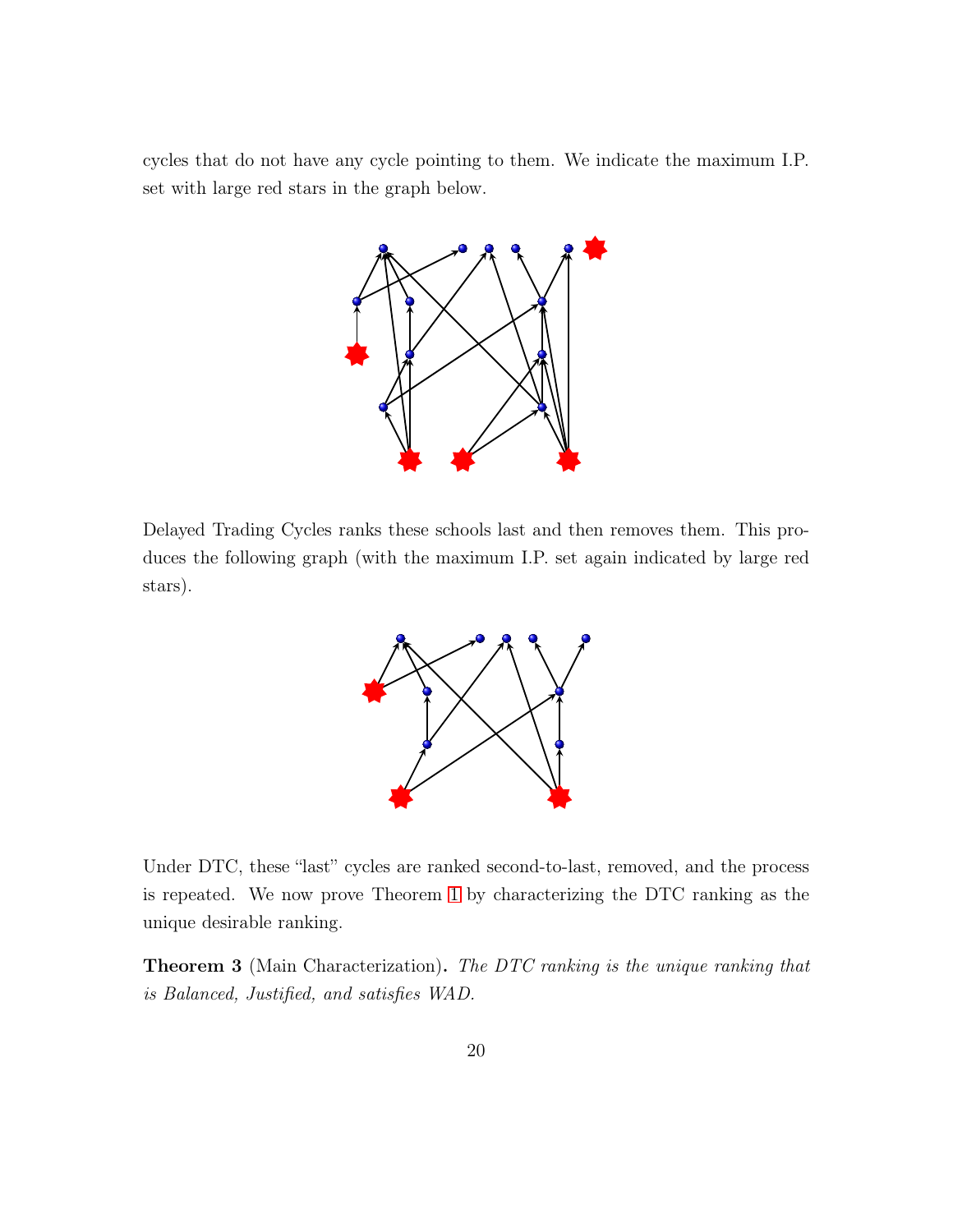cycles that do not have any cycle pointing to them. We indicate the maximum I.P. set with large red stars in the graph below.

Delayed Trading Cycles ranks these schools last and then removes them. This produces the following graph (with the maximum I.P. set again indicated by large red stars).

Under DTC, these "last" cycles are ranked second-to-last, removed, and the process is repeated. We now prove Theorem 1 by characterizing the DTC ranking as the unique desirable ranking.

**Theorem 3** (Main Characterization)**.** *The DTC ranking is the unique ranking that is Balanced, Justified, and satisfies WAD.*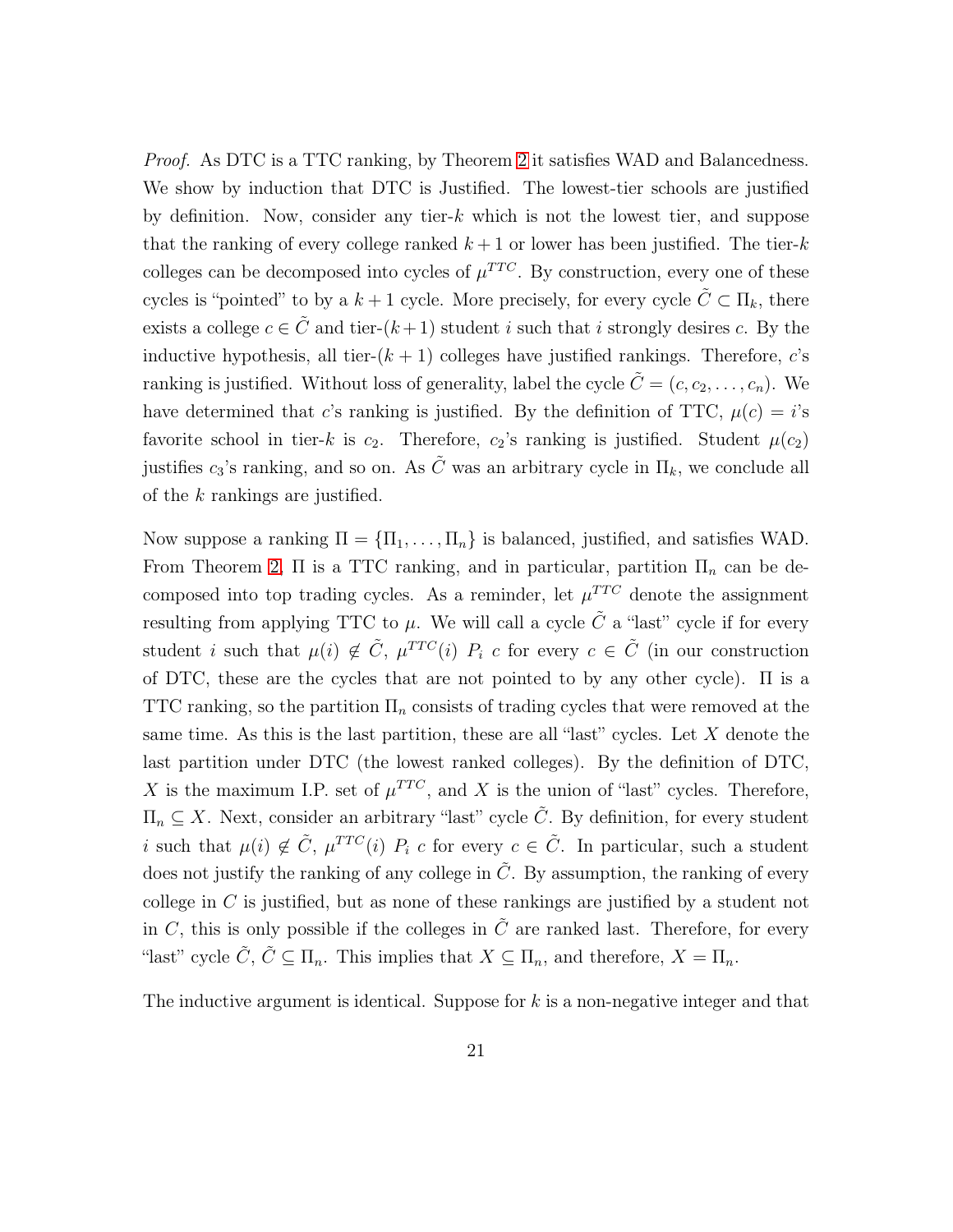*Proof.* As DTC is a TTC ranking, by Theorem 2 it satisfies WAD and Balancedness. We show by induction that DTC is Justified. The lowest-tier schools are justified by definition. Now, consider any tier-$k$ which is not the lowest tier, and suppose that the ranking of every college ranked $k+1$ or lower has been justified. The tier-$k$ colleges can be decomposed into cycles of $\mu^{TTC}$. By construction, every one of these cycles is "pointed" to by a $k+1$ cycle. More precisely, for every cycle $\tilde{C} \subset \Pi_k$, there exists a college $c \in \tilde{C}$ and tier-$(k+1)$ student $i$ such that $i$ strongly desires $c$. By the inductive hypothesis, all tier-$(k+1)$ colleges have justified rankings. Therefore, $c$'s ranking is justified. Without loss of generality, label the cycle $\tilde{C} = (c, c_2, \ldots, c_n)$. We have determined that $c$'s ranking is justified. By the definition of TTC, $\mu(c) = i$'s favorite school in tier-$k$ is $c_2$. Therefore, $c_2$'s ranking is justified. Student $\mu(c_2)$ justifies $c_3$'s ranking, and so on. As $\tilde{C}$ was an arbitrary cycle in $\Pi_k$, we conclude all of the $k$ rankings are justified.

Now suppose a ranking $\Pi = \{\Pi_1, \ldots, \Pi_n\}$ is balanced, justified, and satisfies WAD. From Theorem 2, $\Pi$ is a TTC ranking, and in particular, partition $\Pi_n$ can be decomposed into top trading cycles. As a reminder, let $\mu^{TTC}$ denote the assignment resulting from applying TTC to $\mu$. We will call a cycle $\tilde{C}$ a "last" cycle if for every student $i$ such that $\mu(i) \notin \tilde{C}$, $\mu^{TTC}(i)\ P_i\ c$ for every $c \in \tilde{C}$ (in our construction of DTC, these are the cycles that are not pointed to by any other cycle). $\Pi$ is a TTC ranking, so the partition $\Pi_n$ consists of trading cycles that were removed at the same time. As this is the last partition, these are all "last" cycles. Let $X$ denote the last partition under DTC (the lowest ranked colleges). By the definition of DTC, $X$ is the maximum I.P. set of $\mu^{TTC}$, and $X$ is the union of "last" cycles. Therefore, $\Pi_n \subseteq X$. Next, consider an arbitrary "last" cycle $\tilde{C}$. By definition, for every student $i$ such that $\mu(i) \notin \tilde{C}$, $\mu^{TTC}(i)\ P_i\ c$ for every $c \in \tilde{C}$. In particular, such a student does not justify the ranking of any college in $\tilde{C}$. By assumption, the ranking of every college in $C$ is justified, but as none of these rankings are justified by a student not in $C$, this is only possible if the colleges in $\tilde{C}$ are ranked last. Therefore, for every "last" cycle $\tilde{C}$, $\tilde{C} \subseteq \Pi_n$. This implies that $X \subseteq \Pi_n$, and therefore, $X = \Pi_n$.

The inductive argument is identical. Suppose for $k$ is a non-negative integer and that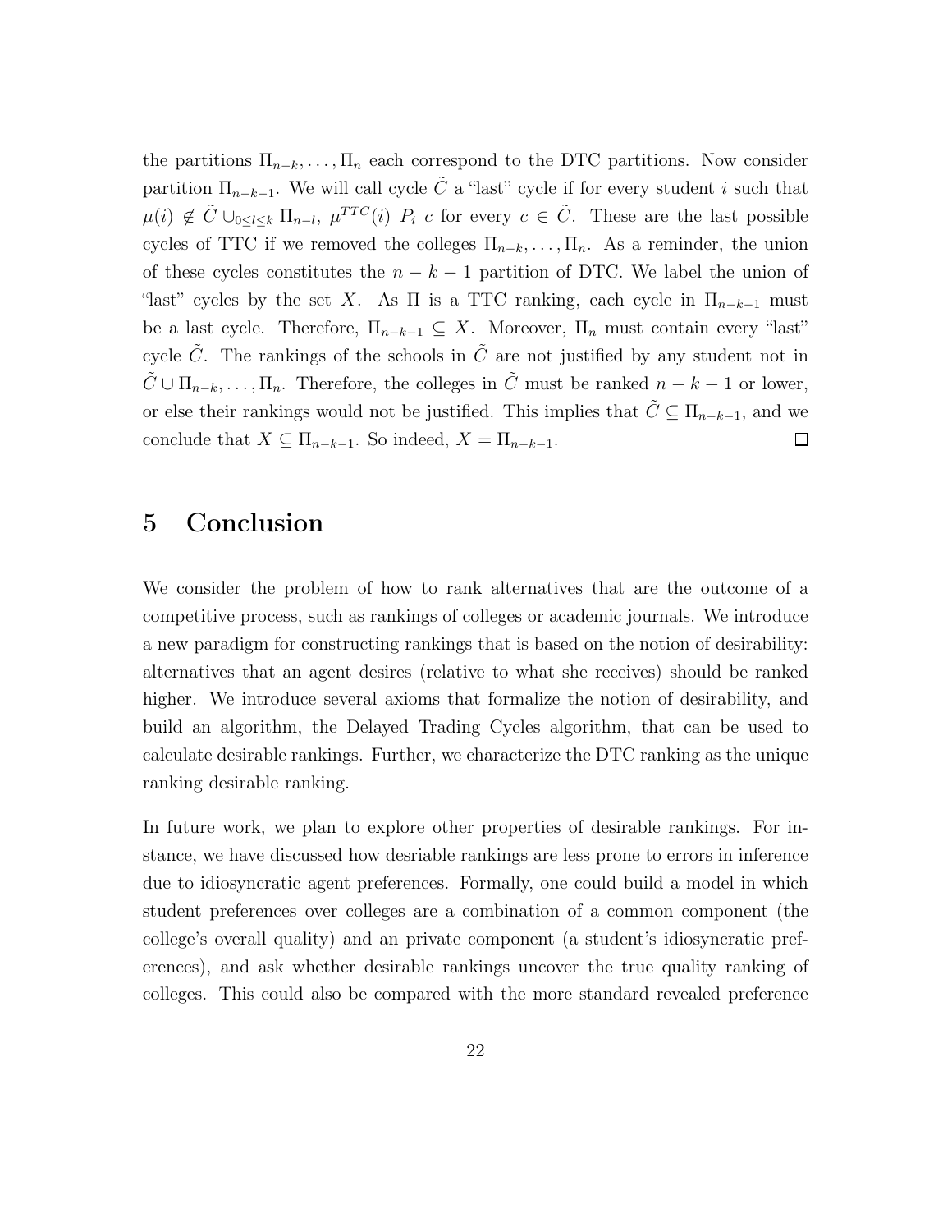the partitions $\Pi_{n-k}, \ldots, \Pi_n$ each correspond to the DTC partitions. Now consider partition $\Pi_{n-k-1}$. We will call cycle $\tilde{C}$ a "last" cycle if for every student $i$ such that $\mu(i) \notin \tilde{C} \cup_{0 \leq l \leq k} \Pi_{n-l}$, $\mu^{TTC}(i)$ $P_i$ $c$ for every $c \in \tilde{C}$. These are the last possible cycles of TTC if we removed the colleges $\Pi_{n-k}, \ldots, \Pi_n$. As a reminder, the union of these cycles constitutes the $n-k-1$ partition of DTC. We label the union of "last" cycles by the set $X$. As $\Pi$ is a TTC ranking, each cycle in $\Pi_{n-k-1}$ must be a last cycle. Therefore, $\Pi_{n-k-1} \subseteq X$. Moreover, $\Pi_n$ must contain every "last" cycle $\tilde{C}$. The rankings of the schools in $\tilde{C}$ are not justified by any student not in $\tilde{C} \cup \Pi_{n-k}, \ldots, \Pi_n$. Therefore, the colleges in $\tilde{C}$ must be ranked $n-k-1$ or lower, or else their rankings would not be justified. This implies that $\tilde{C} \subseteq \Pi_{n-k-1}$, and we conclude that $X \subseteq \Pi_{n-k-1}$. So indeed, $X = \Pi_{n-k-1}$. □

# 5 Conclusion

We consider the problem of how to rank alternatives that are the outcome of a competitive process, such as rankings of colleges or academic journals. We introduce a new paradigm for constructing rankings that is based on the notion of desirability: alternatives that an agent desires (relative to what she receives) should be ranked higher. We introduce several axioms that formalize the notion of desirability, and build an algorithm, the Delayed Trading Cycles algorithm, that can be used to calculate desirable rankings. Further, we characterize the DTC ranking as the unique ranking desirable ranking.

In future work, we plan to explore other properties of desirable rankings. For instance, we have discussed how desriable rankings are less prone to errors in inference due to idiosyncratic agent preferences. Formally, one could build a model in which student preferences over colleges are a combination of a common component (the college's overall quality) and an private component (a student's idiosyncratic preferences), and ask whether desirable rankings uncover the true quality ranking of colleges. This could also be compared with the more standard revealed preference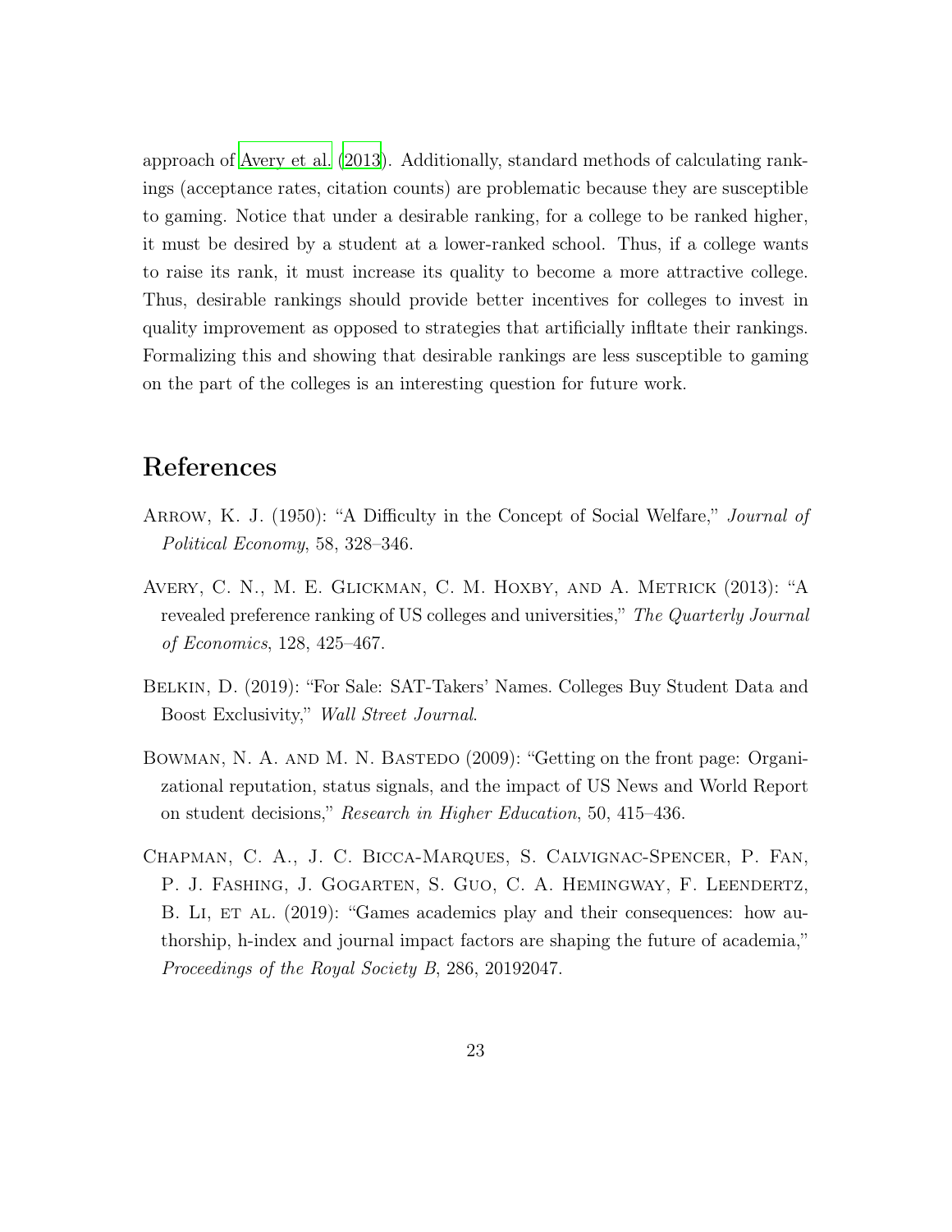approach of Avery et al. (2013). Additionally, standard methods of calculating rankings (acceptance rates, citation counts) are problematic because they are susceptible to gaming. Notice that under a desirable ranking, for a college to be ranked higher, it must be desired by a student at a lower-ranked school. Thus, if a college wants to raise its rank, it must increase its quality to become a more attractive college. Thus, desirable rankings should provide better incentives for colleges to invest in quality improvement as opposed to strategies that artificially infltate their rankings. Formalizing this and showing that desirable rankings are less susceptible to gaming on the part of the colleges is an interesting question for future work.

## References

Arrow, K. J. (1950): "A Difficulty in the Concept of Social Welfare," *Journal of Political Economy*, 58, 328–346.

Avery, C. N., M. E. Glickman, C. M. Hoxby, and A. Metrick (2013): "A revealed preference ranking of US colleges and universities," *The Quarterly Journal of Economics*, 128, 425–467.

Belkin, D. (2019): "For Sale: SAT-Takers' Names. Colleges Buy Student Data and Boost Exclusivity," *Wall Street Journal*.

Bowman, N. A. and M. N. Bastedo (2009): "Getting on the front page: Organizational reputation, status signals, and the impact of US News and World Report on student decisions," *Research in Higher Education*, 50, 415–436.

Chapman, C. A., J. C. Bicca-Marques, S. Calvignac-Spencer, P. Fan, P. J. Fashing, J. Gogarten, S. Guo, C. A. Hemingway, F. Leendertz, B. Li, et al. (2019): "Games academics play and their consequences: how authorship, h-index and journal impact factors are shaping the future of academia," *Proceedings of the Royal Society B*, 286, 20192047.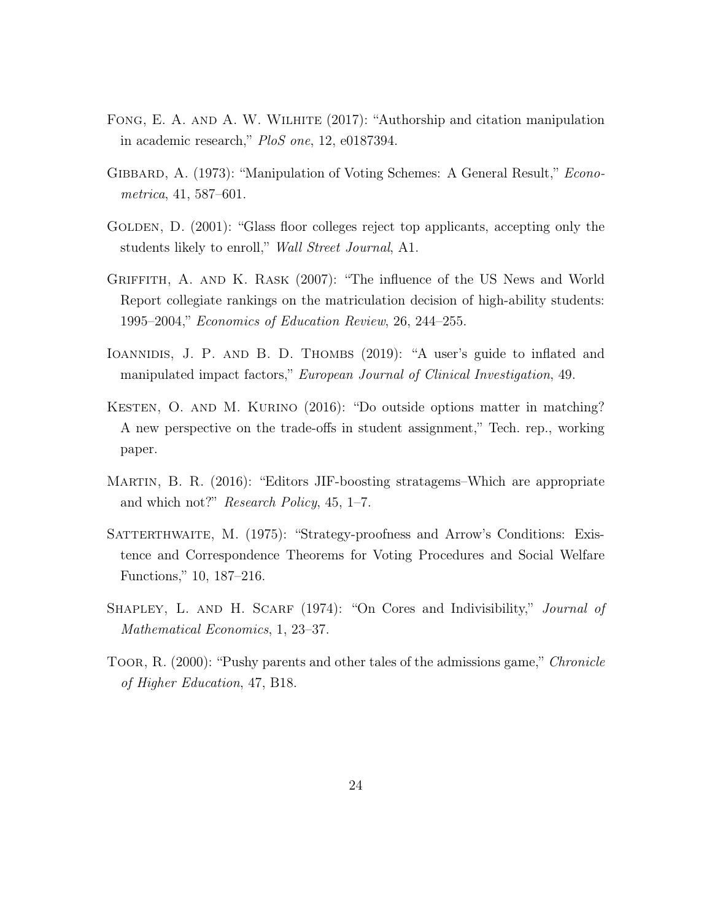Fong, E. A. and A. W. Wilhite (2017): "Authorship and citation manipulation in academic research," *PloS one*, 12, e0187394.

Gibbard, A. (1973): "Manipulation of Voting Schemes: A General Result," *Econometrica*, 41, 587–601.

Golden, D. (2001): "Glass floor colleges reject top applicants, accepting only the students likely to enroll," *Wall Street Journal*, A1.

Griffith, A. and K. Rask (2007): "The influence of the US News and World Report collegiate rankings on the matriculation decision of high-ability students: 1995–2004," *Economics of Education Review*, 26, 244–255.

Ioannidis, J. P. and B. D. Thombs (2019): "A user's guide to inflated and manipulated impact factors," *European Journal of Clinical Investigation*, 49.

Kesten, O. and M. Kurino (2016): "Do outside options matter in matching? A new perspective on the trade-offs in student assignment," Tech. rep., working paper.

Martin, B. R. (2016): "Editors JIF-boosting stratagems–Which are appropriate and which not?" *Research Policy*, 45, 1–7.

Satterthwaite, M. (1975): "Strategy-proofness and Arrow's Conditions: Existence and Correspondence Theorems for Voting Procedures and Social Welfare Functions," 10, 187–216.

Shapley, L. and H. Scarf (1974): "On Cores and Indivisibility," *Journal of Mathematical Economics*, 1, 23–37.

Toor, R. (2000): "Pushy parents and other tales of the admissions game," *Chronicle of Higher Education*, 47, B18.